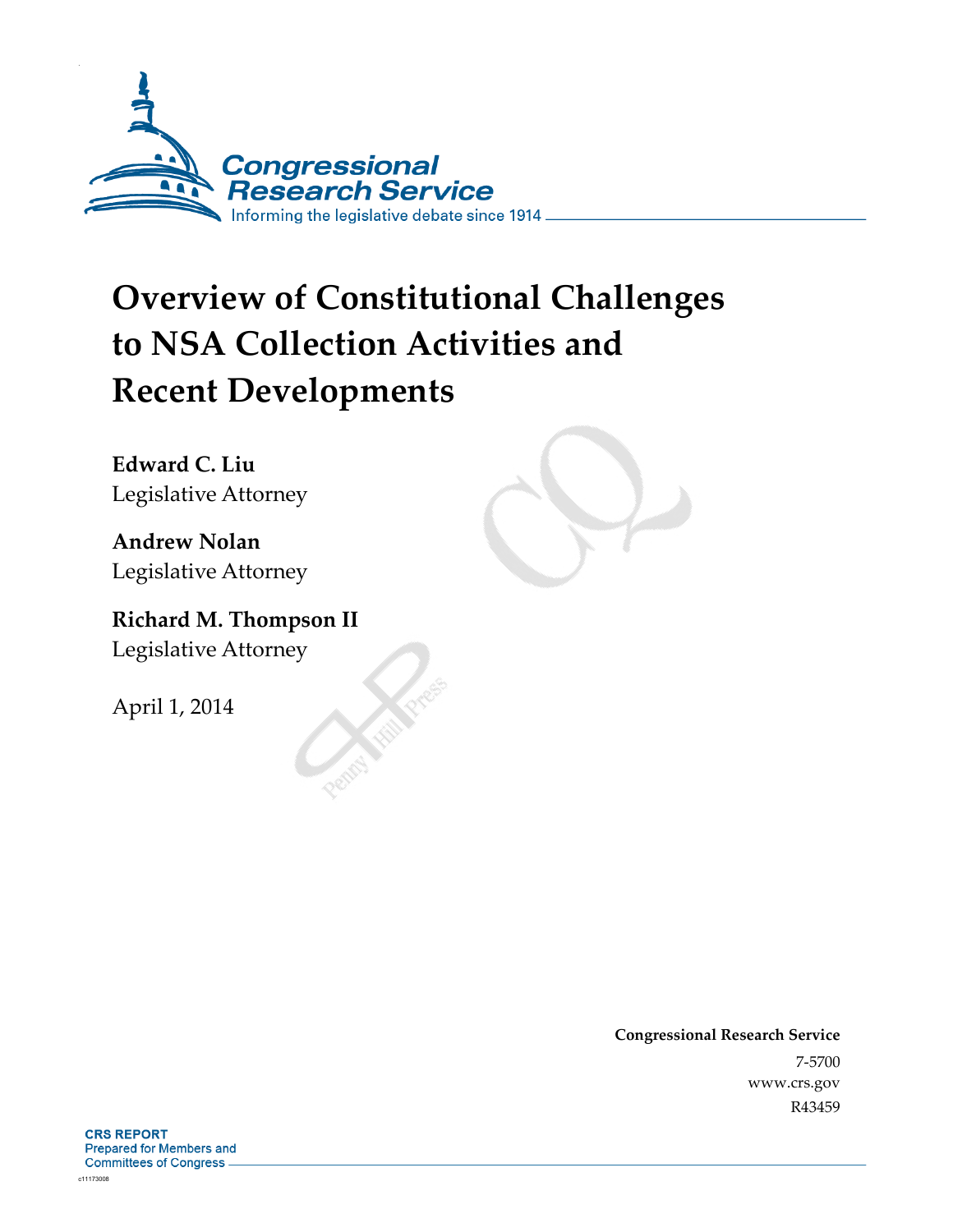Congressional Research Service

Informing the legislative debate since 1914

# Overview of Constitutional Challenges to NSA Collection Activities and Recent Developments

**Edward C. Liu**
Legislative Attorney

**Andrew Nolan**
Legislative Attorney

**Richard M. Thompson II**
Legislative Attorney

April 1, 2014

**Congressional Research Service**
7-5700
www.crs.gov
R43459

**CRS REPORT**
Prepared for Members and
Committees of Congress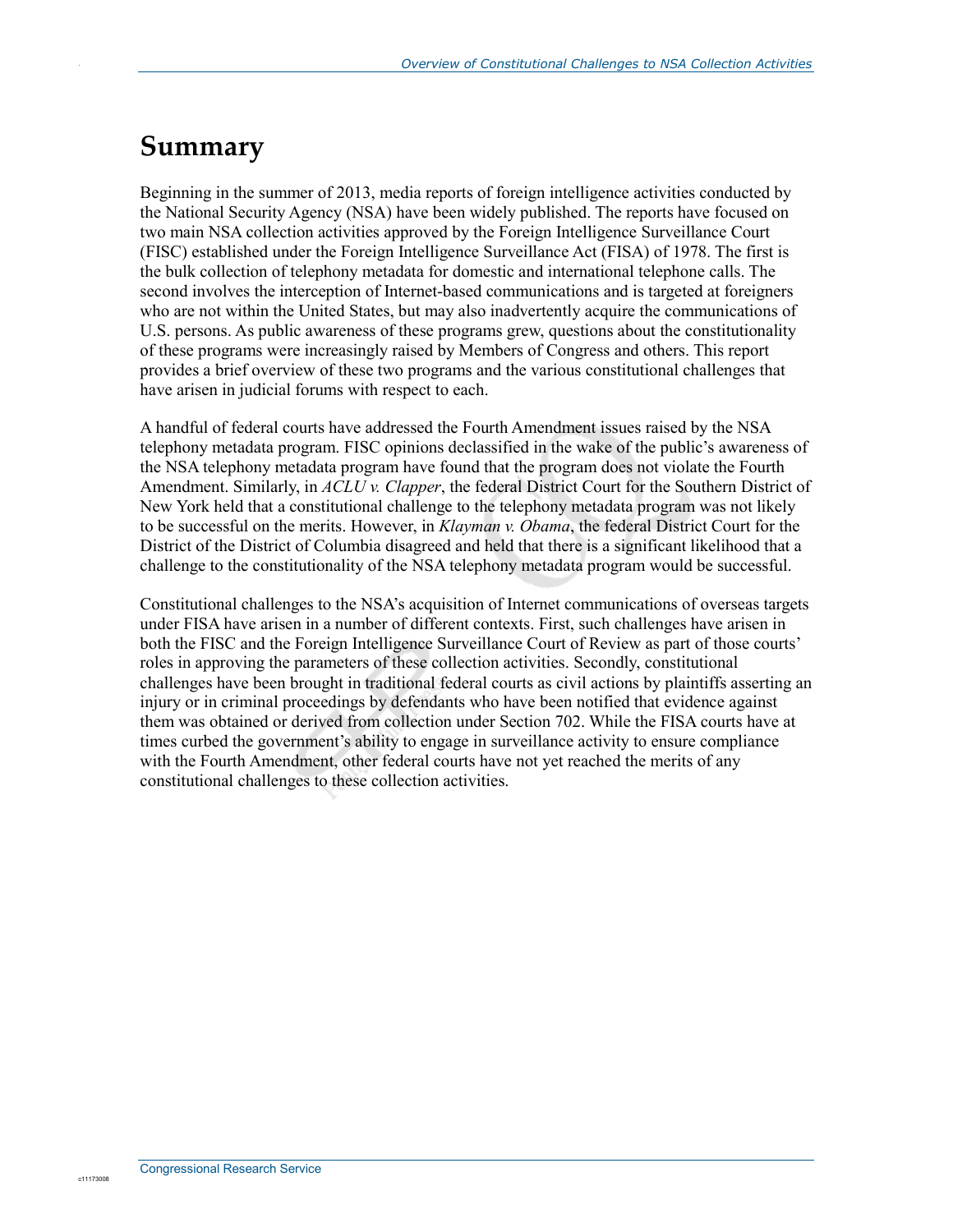# Summary

Beginning in the summer of 2013, media reports of foreign intelligence activities conducted by the National Security Agency (NSA) have been widely published. The reports have focused on two main NSA collection activities approved by the Foreign Intelligence Surveillance Court (FISC) established under the Foreign Intelligence Surveillance Act (FISA) of 1978. The first is the bulk collection of telephony metadata for domestic and international telephone calls. The second involves the interception of Internet-based communications and is targeted at foreigners who are not within the United States, but may also inadvertently acquire the communications of U.S. persons. As public awareness of these programs grew, questions about the constitutionality of these programs were increasingly raised by Members of Congress and others. This report provides a brief overview of these two programs and the various constitutional challenges that have arisen in judicial forums with respect to each.

A handful of federal courts have addressed the Fourth Amendment issues raised by the NSA telephony metadata program. FISC opinions declassified in the wake of the public's awareness of the NSA telephony metadata program have found that the program does not violate the Fourth Amendment. Similarly, in *ACLU v. Clapper*, the federal District Court for the Southern District of New York held that a constitutional challenge to the telephony metadata program was not likely to be successful on the merits. However, in *Klayman v. Obama*, the federal District Court for the District of the District of Columbia disagreed and held that there is a significant likelihood that a challenge to the constitutionality of the NSA telephony metadata program would be successful.

Constitutional challenges to the NSA's acquisition of Internet communications of overseas targets under FISA have arisen in a number of different contexts. First, such challenges have arisen in both the FISC and the Foreign Intelligence Surveillance Court of Review as part of those courts' roles in approving the parameters of these collection activities. Secondly, constitutional challenges have been brought in traditional federal courts as civil actions by plaintiffs asserting an injury or in criminal proceedings by defendants who have been notified that evidence against them was obtained or derived from collection under Section 702. While the FISA courts have at times curbed the government's ability to engage in surveillance activity to ensure compliance with the Fourth Amendment, other federal courts have not yet reached the merits of any constitutional challenges to these collection activities.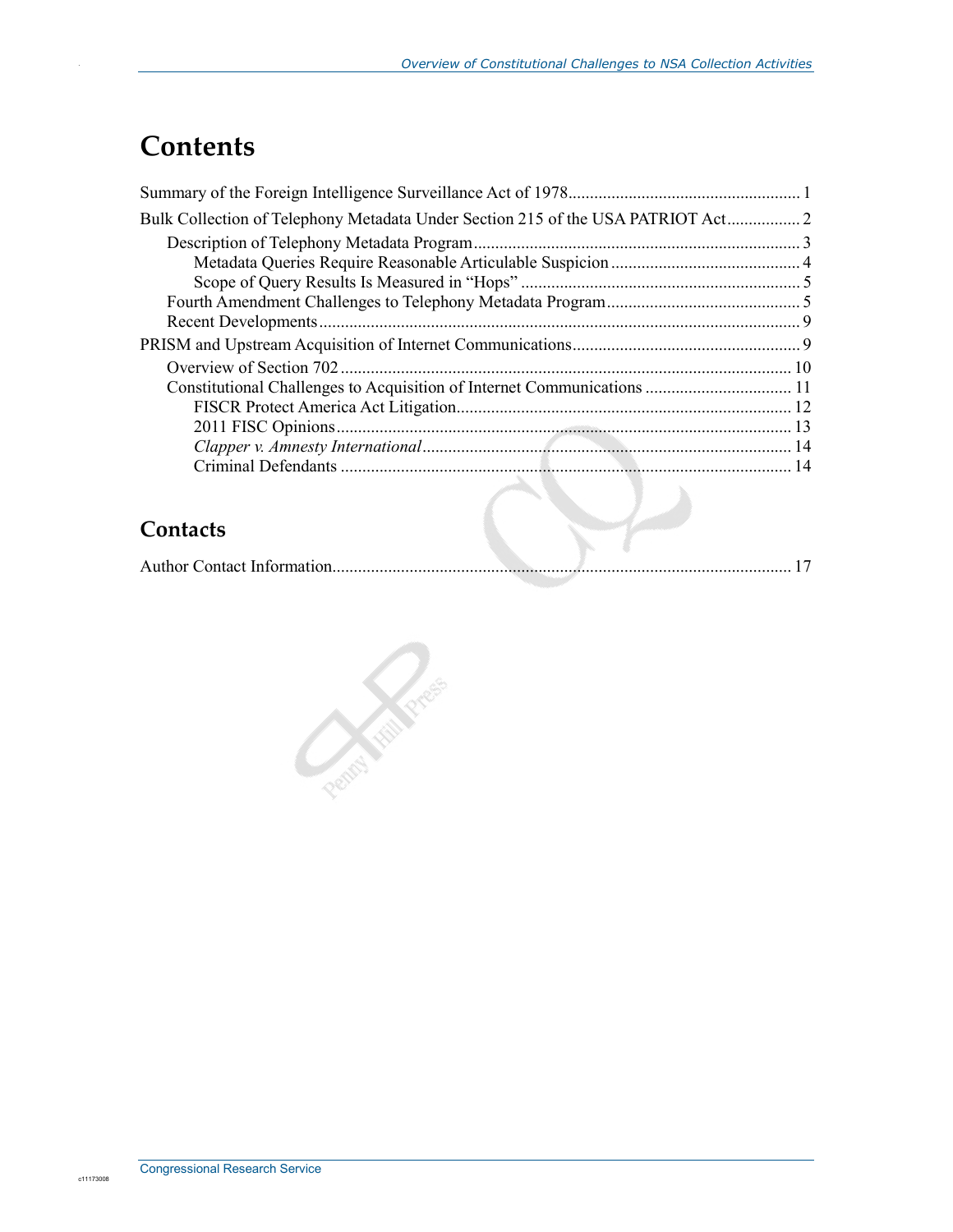# Contents

Summary of the Foreign Intelligence Surveillance Act of 1978 ..... 1

Bulk Collection of Telephony Metadata Under Section 215 of the USA PATRIOT Act ..... 2

- Description of Telephony Metadata Program ..... 3
  - Metadata Queries Require Reasonable Articulable Suspicion ..... 4
  - Scope of Query Results Is Measured in "Hops" ..... 5
- Fourth Amendment Challenges to Telephony Metadata Program ..... 5
- Recent Developments ..... 9

PRISM and Upstream Acquisition of Internet Communications ..... 9

- Overview of Section 702 ..... 10
- Constitutional Challenges to Acquisition of Internet Communications ..... 11
  - FISCR Protect America Act Litigation ..... 12
  - 2011 FISC Opinions ..... 13
  - *Clapper v. Amnesty International* ..... 14
  - Criminal Defendants ..... 14

## Contacts

Author Contact Information ..... 17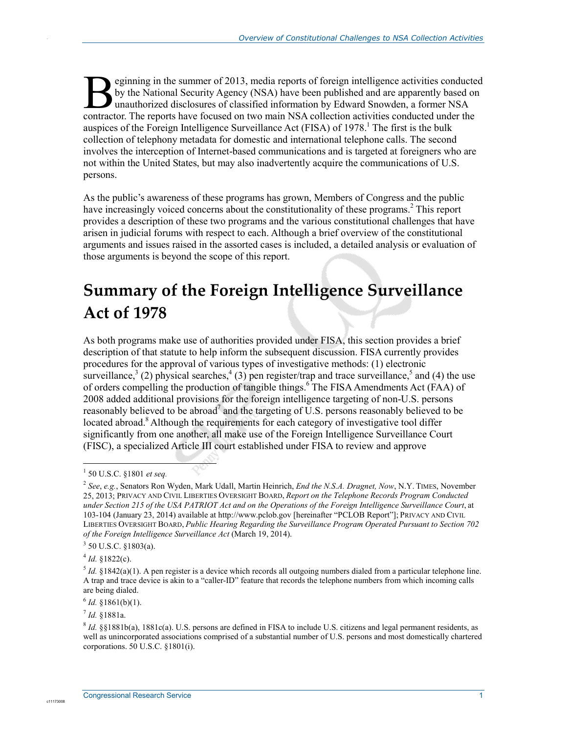Beginning in the summer of 2013, media reports of foreign intelligence activities conducted by the National Security Agency (NSA) have been published and are apparently based on unauthorized disclosures of classified information by Edward Snowden, a former NSA contractor. The reports have focused on two main NSA collection activities conducted under the auspices of the Foreign Intelligence Surveillance Act (FISA) of 1978.[1] The first is the bulk collection of telephony metadata for domestic and international telephone calls. The second involves the interception of Internet-based communications and is targeted at foreigners who are not within the United States, but may also inadvertently acquire the communications of U.S. persons.

As the public's awareness of these programs has grown, Members of Congress and the public have increasingly voiced concerns about the constitutionality of these programs.[2] This report provides a description of these two programs and the various constitutional challenges that have arisen in judicial forums with respect to each. Although a brief overview of the constitutional arguments and issues raised in the assorted cases is included, a detailed analysis or evaluation of those arguments is beyond the scope of this report.

# Summary of the Foreign Intelligence Surveillance Act of 1978

As both programs make use of authorities provided under FISA, this section provides a brief description of that statute to help inform the subsequent discussion. FISA currently provides procedures for the approval of various types of investigative methods: (1) electronic surveillance,[3] (2) physical searches,[4] (3) pen register/trap and trace surveillance,[5] and (4) the use of orders compelling the production of tangible things.[6] The FISA Amendments Act (FAA) of 2008 added additional provisions for the foreign intelligence targeting of non-U.S. persons reasonably believed to be abroad[7] and the targeting of U.S. persons reasonably believed to be located abroad.[8] Although the requirements for each category of investigative tool differ significantly from one another, all make use of the Foreign Intelligence Surveillance Court (FISC), a specialized Article III court established under FISA to review and approve

---

[1] 50 U.S.C. §1801 *et seq.*

[2] *See*, *e.g.*, Senators Ron Wyden, Mark Udall, Martin Heinrich, *End the N.S.A. Dragnet, Now*, N.Y. TIMES, November 25, 2013; PRIVACY AND CIVIL LIBERTIES OVERSIGHT BOARD, *Report on the Telephone Records Program Conducted under Section 215 of the USA PATRIOT Act and on the Operations of the Foreign Intelligence Surveillance Court*, at 103-104 (January 23, 2014) available at http://www.pclob.gov [hereinafter "PCLOB Report"]; PRIVACY AND CIVIL LIBERTIES OVERSIGHT BOARD, *Public Hearing Regarding the Surveillance Program Operated Pursuant to Section 702 of the Foreign Intelligence Surveillance Act* (March 19, 2014).

[3] 50 U.S.C. §1803(a).

[4] *Id.* §1822(c).

[5] *Id.* §1842(a)(1). A pen register is a device which records all outgoing numbers dialed from a particular telephone line. A trap and trace device is akin to a "caller-ID" feature that records the telephone numbers from which incoming calls are being dialed.

[6] *Id.* §1861(b)(1).

[7] *Id.* §1881a.

[8] *Id.* §§1881b(a), 1881c(a). U.S. persons are defined in FISA to include U.S. citizens and legal permanent residents, as well as unincorporated associations comprised of a substantial number of U.S. persons and most domestically chartered corporations. 50 U.S.C. §1801(i).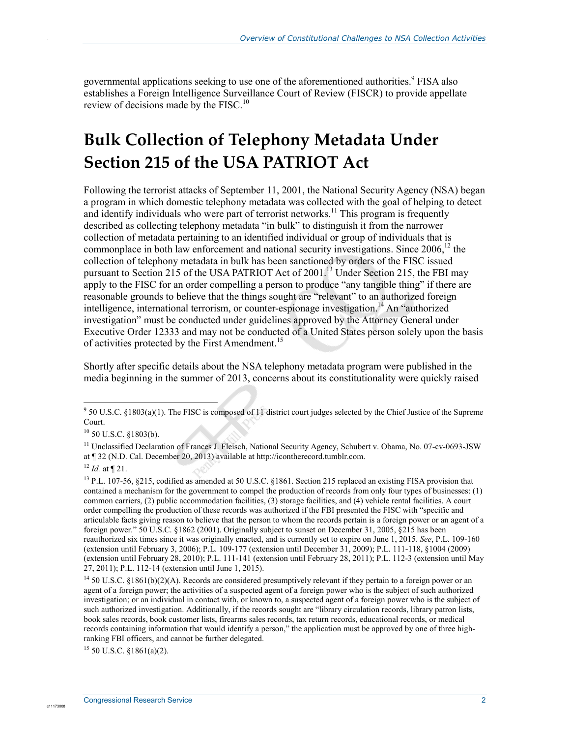governmental applications seeking to use one of the aforementioned authorities.[9] FISA also establishes a Foreign Intelligence Surveillance Court of Review (FISCR) to provide appellate review of decisions made by the FISC.[10]

# Bulk Collection of Telephony Metadata Under Section 215 of the USA PATRIOT Act

Following the terrorist attacks of September 11, 2001, the National Security Agency (NSA) began a program in which domestic telephony metadata was collected with the goal of helping to detect and identify individuals who were part of terrorist networks.[11] This program is frequently described as collecting telephony metadata "in bulk" to distinguish it from the narrower collection of metadata pertaining to an identified individual or group of individuals that is commonplace in both law enforcement and national security investigations. Since 2006,[12] the collection of telephony metadata in bulk has been sanctioned by orders of the FISC issued pursuant to Section 215 of the USA PATRIOT Act of 2001.[13] Under Section 215, the FBI may apply to the FISC for an order compelling a person to produce "any tangible thing" if there are reasonable grounds to believe that the things sought are "relevant" to an authorized foreign intelligence, international terrorism, or counter-espionage investigation.[14] An "authorized investigation" must be conducted under guidelines approved by the Attorney General under Executive Order 12333 and may not be conducted of a United States person solely upon the basis of activities protected by the First Amendment.[15]

Shortly after specific details about the NSA telephony metadata program were published in the media beginning in the summer of 2013, concerns about its constitutionality were quickly raised

---

[9] 50 U.S.C. §1803(a)(1). The FISC is composed of 11 district court judges selected by the Chief Justice of the Supreme Court.

[10] 50 U.S.C. §1803(b).

[11] Unclassified Declaration of Frances J. Fleisch, National Security Agency, Schubert v. Obama, No. 07-cv-0693-JSW at ¶ 32 (N.D. Cal. December 20, 2013) available at http://icontherecord.tumblr.com.

[12] *Id.* at ¶ 21.

[13] P.L. 107-56, §215, codified as amended at 50 U.S.C. §1861. Section 215 replaced an existing FISA provision that contained a mechanism for the government to compel the production of records from only four types of businesses: (1) common carriers, (2) public accommodation facilities, (3) storage facilities, and (4) vehicle rental facilities. A court order compelling the production of these records was authorized if the FBI presented the FISC with "specific and articulable facts giving reason to believe that the person to whom the records pertain is a foreign power or an agent of a foreign power." 50 U.S.C. §1862 (2001). Originally subject to sunset on December 31, 2005, §215 has been reauthorized six times since it was originally enacted, and is currently set to expire on June 1, 2015. *See*, P.L. 109-160 (extension until February 3, 2006); P.L. 109-177 (extension until December 31, 2009); P.L. 111-118, §1004 (2009) (extension until February 28, 2010); P.L. 111-141 (extension until February 28, 2011); P.L. 112-3 (extension until May 27, 2011); P.L. 112-14 (extension until June 1, 2015).

[14] 50 U.S.C. §1861(b)(2)(A). Records are considered presumptively relevant if they pertain to a foreign power or an agent of a foreign power; the activities of a suspected agent of a foreign power who is the subject of such authorized investigation; or an individual in contact with, or known to, a suspected agent of a foreign power who is the subject of such authorized investigation. Additionally, if the records sought are "library circulation records, library patron lists, book sales records, book customer lists, firearms sales records, tax return records, educational records, or medical records containing information that would identify a person," the application must be approved by one of three high-ranking FBI officers, and cannot be further delegated.

[15] 50 U.S.C. §1861(a)(2).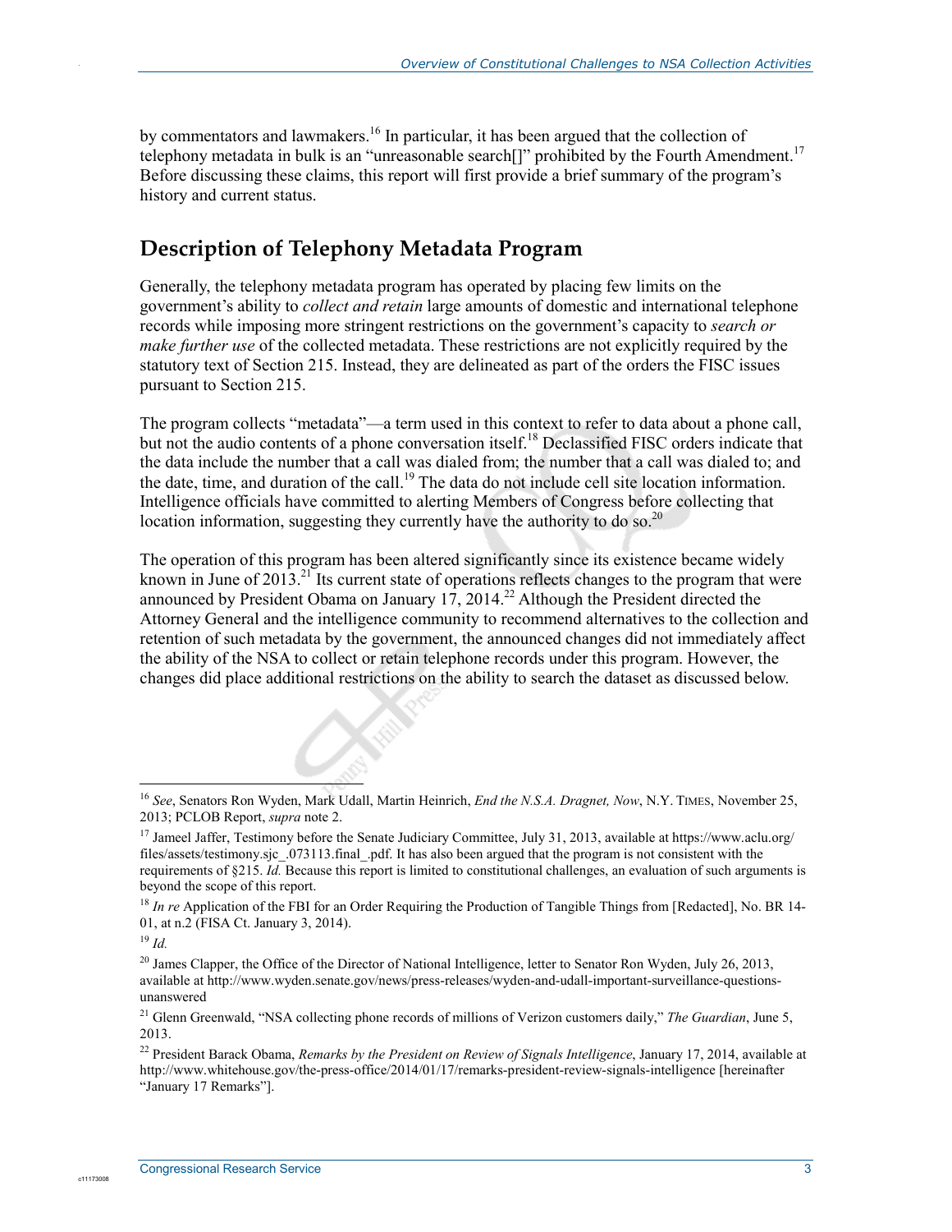by commentators and lawmakers.[16] In particular, it has been argued that the collection of telephony metadata in bulk is an "unreasonable search[]" prohibited by the Fourth Amendment.[17] Before discussing these claims, this report will first provide a brief summary of the program's history and current status.

## Description of Telephony Metadata Program

Generally, the telephony metadata program has operated by placing few limits on the government's ability to *collect and retain* large amounts of domestic and international telephone records while imposing more stringent restrictions on the government's capacity to *search or make further use* of the collected metadata. These restrictions are not explicitly required by the statutory text of Section 215. Instead, they are delineated as part of the orders the FISC issues pursuant to Section 215.

The program collects "metadata"—a term used in this context to refer to data about a phone call, but not the audio contents of a phone conversation itself.[18] Declassified FISC orders indicate that the data include the number that a call was dialed from; the number that a call was dialed to; and the date, time, and duration of the call.[19] The data do not include cell site location information. Intelligence officials have committed to alerting Members of Congress before collecting that location information, suggesting they currently have the authority to do so.[20]

The operation of this program has been altered significantly since its existence became widely known in June of 2013.[21] Its current state of operations reflects changes to the program that were announced by President Obama on January 17, 2014.[22] Although the President directed the Attorney General and the intelligence community to recommend alternatives to the collection and retention of such metadata by the government, the announced changes did not immediately affect the ability of the NSA to collect or retain telephone records under this program. However, the changes did place additional restrictions on the ability to search the dataset as discussed below.

---

[16] *See*, Senators Ron Wyden, Mark Udall, Martin Heinrich, *End the N.S.A. Dragnet, Now*, N.Y. TIMES, November 25, 2013; PCLOB Report, *supra* note 2.

[17] Jameel Jaffer, Testimony before the Senate Judiciary Committee, July 31, 2013, available at https://www.aclu.org/files/assets/testimony.sjc_.073113.final_.pdf. It has also been argued that the program is not consistent with the requirements of §215. *Id.* Because this report is limited to constitutional challenges, an evaluation of such arguments is beyond the scope of this report.

[18] *In re* Application of the FBI for an Order Requiring the Production of Tangible Things from [Redacted], No. BR 14-01, at n.2 (FISA Ct. January 3, 2014).

[19] *Id.*

[20] James Clapper, the Office of the Director of National Intelligence, letter to Senator Ron Wyden, July 26, 2013, available at http://www.wyden.senate.gov/news/press-releases/wyden-and-udall-important-surveillance-questions-unanswered

[21] Glenn Greenwald, "NSA collecting phone records of millions of Verizon customers daily," *The Guardian*, June 5, 2013.

[22] President Barack Obama, *Remarks by the President on Review of Signals Intelligence*, January 17, 2014, available at http://www.whitehouse.gov/the-press-office/2014/01/17/remarks-president-review-signals-intelligence [hereinafter "January 17 Remarks"].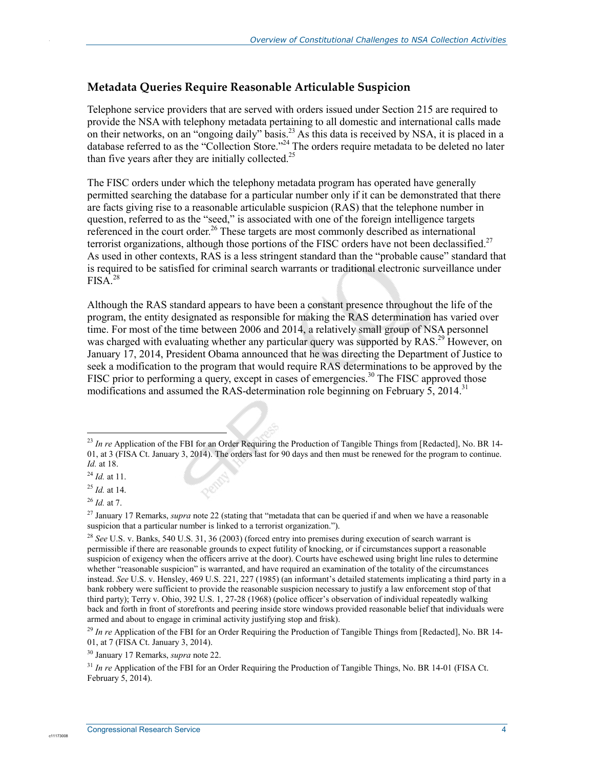## Metadata Queries Require Reasonable Articulable Suspicion

Telephone service providers that are served with orders issued under Section 215 are required to provide the NSA with telephony metadata pertaining to all domestic and international calls made on their networks, on an "ongoing daily" basis.[23] As this data is received by NSA, it is placed in a database referred to as the "Collection Store."[24] The orders require metadata to be deleted no later than five years after they are initially collected.[25]

The FISC orders under which the telephony metadata program has operated have generally permitted searching the database for a particular number only if it can be demonstrated that there are facts giving rise to a reasonable articulable suspicion (RAS) that the telephone number in question, referred to as the "seed," is associated with one of the foreign intelligence targets referenced in the court order.[26] These targets are most commonly described as international terrorist organizations, although those portions of the FISC orders have not been declassified.[27] As used in other contexts, RAS is a less stringent standard than the "probable cause" standard that is required to be satisfied for criminal search warrants or traditional electronic surveillance under FISA.[28]

Although the RAS standard appears to have been a constant presence throughout the life of the program, the entity designated as responsible for making the RAS determination has varied over time. For most of the time between 2006 and 2014, a relatively small group of NSA personnel was charged with evaluating whether any particular query was supported by RAS.[29] However, on January 17, 2014, President Obama announced that he was directing the Department of Justice to seek a modification to the program that would require RAS determinations to be approved by the FISC prior to performing a query, except in cases of emergencies.[30] The FISC approved those modifications and assumed the RAS-determination role beginning on February 5, 2014.[31]

---

[23] *In re* Application of the FBI for an Order Requiring the Production of Tangible Things from [Redacted], No. BR 14-01, at 3 (FISA Ct. January 3, 2014). The orders last for 90 days and then must be renewed for the program to continue. *Id.* at 18.

[24] *Id.* at 11.

[25] *Id.* at 14.

[26] *Id.* at 7.

[27] January 17 Remarks, *supra* note 22 (stating that "metadata that can be queried if and when we have a reasonable suspicion that a particular number is linked to a terrorist organization.").

[28] *See* U.S. v. Banks, 540 U.S. 31, 36 (2003) (forced entry into premises during execution of search warrant is permissible if there are reasonable grounds to expect futility of knocking, or if circumstances support a reasonable suspicion of exigency when the officers arrive at the door). Courts have eschewed using bright line rules to determine whether "reasonable suspicion" is warranted, and have required an examination of the totality of the circumstances instead. *See* U.S. v. Hensley, 469 U.S. 221, 227 (1985) (an informant's detailed statements implicating a third party in a bank robbery were sufficient to provide the reasonable suspicion necessary to justify a law enforcement stop of that third party); Terry v. Ohio, 392 U.S. 1, 27-28 (1968) (police officer's observation of individual repeatedly walking back and forth in front of storefronts and peering inside store windows provided reasonable belief that individuals were armed and about to engage in criminal activity justifying stop and frisk).

[29] *In re* Application of the FBI for an Order Requiring the Production of Tangible Things from [Redacted], No. BR 14-01, at 7 (FISA Ct. January 3, 2014).

[30] January 17 Remarks, *supra* note 22.

[31] *In re* Application of the FBI for an Order Requiring the Production of Tangible Things, No. BR 14-01 (FISA Ct. February 5, 2014).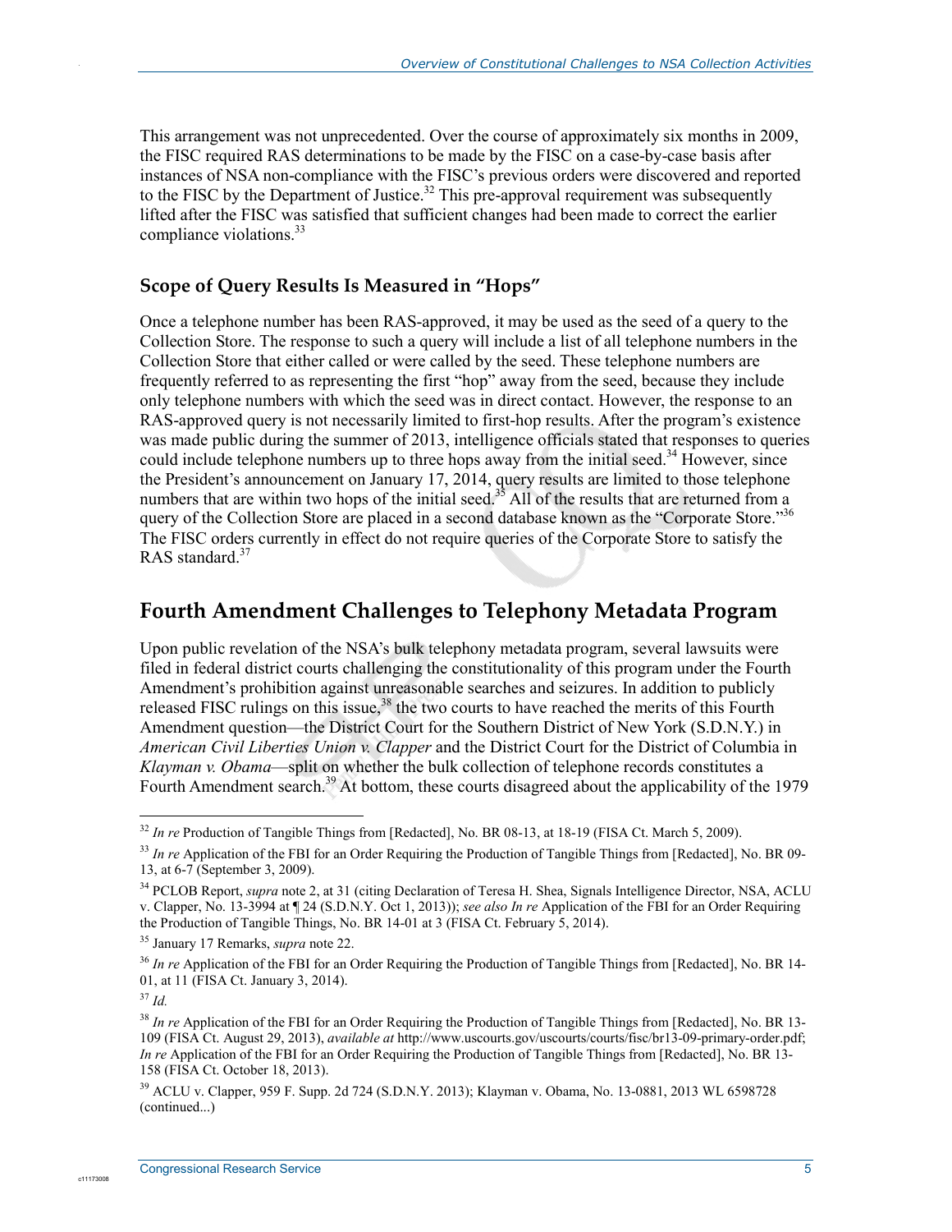This arrangement was not unprecedented. Over the course of approximately six months in 2009, the FISC required RAS determinations to be made by the FISC on a case-by-case basis after instances of NSA non-compliance with the FISC's previous orders were discovered and reported to the FISC by the Department of Justice.[32] This pre-approval requirement was subsequently lifted after the FISC was satisfied that sufficient changes had been made to correct the earlier compliance violations.[33]

### Scope of Query Results Is Measured in "Hops"

Once a telephone number has been RAS-approved, it may be used as the seed of a query to the Collection Store. The response to such a query will include a list of all telephone numbers in the Collection Store that either called or were called by the seed. These telephone numbers are frequently referred to as representing the first "hop" away from the seed, because they include only telephone numbers with which the seed was in direct contact. However, the response to an RAS-approved query is not necessarily limited to first-hop results. After the program's existence was made public during the summer of 2013, intelligence officials stated that responses to queries could include telephone numbers up to three hops away from the initial seed.[34] However, since the President's announcement on January 17, 2014, query results are limited to those telephone numbers that are within two hops of the initial seed.[35] All of the results that are returned from a query of the Collection Store are placed in a second database known as the "Corporate Store."[36] The FISC orders currently in effect do not require queries of the Corporate Store to satisfy the RAS standard.[37]

## Fourth Amendment Challenges to Telephony Metadata Program

Upon public revelation of the NSA's bulk telephony metadata program, several lawsuits were filed in federal district courts challenging the constitutionality of this program under the Fourth Amendment's prohibition against unreasonable searches and seizures. In addition to publicly released FISC rulings on this issue,[38] the two courts to have reached the merits of this Fourth Amendment question—the District Court for the Southern District of New York (S.D.N.Y.) in *American Civil Liberties Union v. Clapper* and the District Court for the District of Columbia in *Klayman v. Obama*—split on whether the bulk collection of telephone records constitutes a Fourth Amendment search.[39] At bottom, these courts disagreed about the applicability of the 1979

---

[32] *In re* Production of Tangible Things from [Redacted], No. BR 08-13, at 18-19 (FISA Ct. March 5, 2009).

[33] *In re* Application of the FBI for an Order Requiring the Production of Tangible Things from [Redacted], No. BR 09-13, at 6-7 (September 3, 2009).

[34] PCLOB Report, *supra* note 2, at 31 (citing Declaration of Teresa H. Shea, Signals Intelligence Director, NSA, ACLU v. Clapper, No. 13-3994 at ¶ 24 (S.D.N.Y. Oct 1, 2013)); *see also In re* Application of the FBI for an Order Requiring the Production of Tangible Things, No. BR 14-01 at 3 (FISA Ct. February 5, 2014).

[35] January 17 Remarks, *supra* note 22.

[36] *In re* Application of the FBI for an Order Requiring the Production of Tangible Things from [Redacted], No. BR 14-01, at 11 (FISA Ct. January 3, 2014).

[37] *Id.*

[38] *In re* Application of the FBI for an Order Requiring the Production of Tangible Things from [Redacted], No. BR 13-109 (FISA Ct. August 29, 2013), *available at* http://www.uscourts.gov/uscourts/courts/fisc/br13-09-primary-order.pdf; *In re* Application of the FBI for an Order Requiring the Production of Tangible Things from [Redacted], No. BR 13-158 (FISA Ct. October 18, 2013).

[39] ACLU v. Clapper, 959 F. Supp. 2d 724 (S.D.N.Y. 2013); Klayman v. Obama, No. 13-0881, 2013 WL 6598728 (continued...)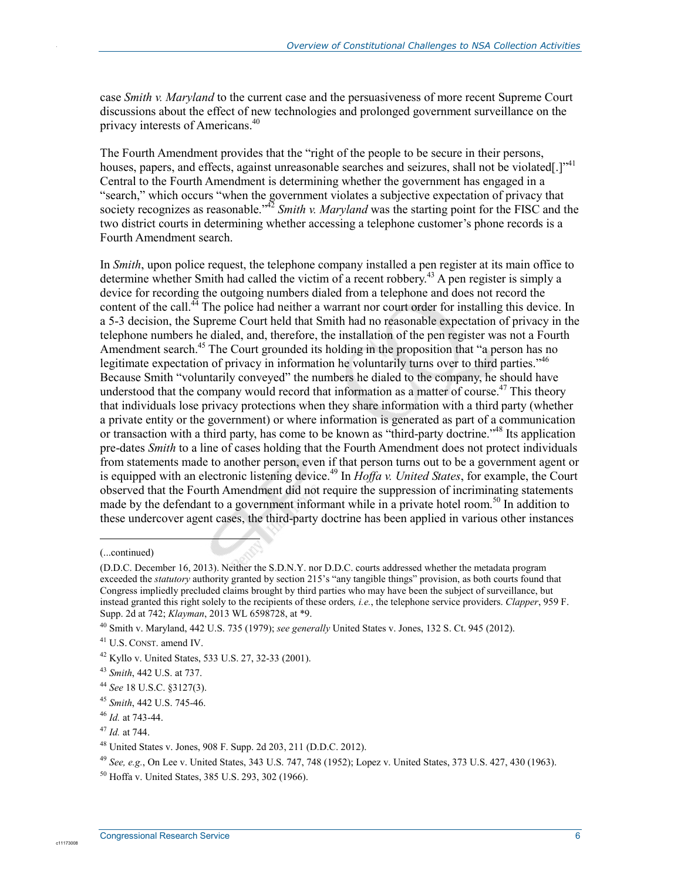case *Smith v. Maryland* to the current case and the persuasiveness of more recent Supreme Court discussions about the effect of new technologies and prolonged government surveillance on the privacy interests of Americans.[40]

The Fourth Amendment provides that the "right of the people to be secure in their persons, houses, papers, and effects, against unreasonable searches and seizures, shall not be violated[.]"[41] Central to the Fourth Amendment is determining whether the government has engaged in a "search," which occurs "when the government violates a subjective expectation of privacy that society recognizes as reasonable."[42] *Smith v. Maryland* was the starting point for the FISC and the two district courts in determining whether accessing a telephone customer's phone records is a Fourth Amendment search.

In *Smith*, upon police request, the telephone company installed a pen register at its main office to determine whether Smith had called the victim of a recent robbery.[43] A pen register is simply a device for recording the outgoing numbers dialed from a telephone and does not record the content of the call.[44] The police had neither a warrant nor court order for installing this device. In a 5-3 decision, the Supreme Court held that Smith had no reasonable expectation of privacy in the telephone numbers he dialed, and, therefore, the installation of the pen register was not a Fourth Amendment search.[45] The Court grounded its holding in the proposition that "a person has no legitimate expectation of privacy in information he voluntarily turns over to third parties."[46] Because Smith "voluntarily conveyed" the numbers he dialed to the company, he should have understood that the company would record that information as a matter of course.[47] This theory that individuals lose privacy protections when they share information with a third party (whether a private entity or the government) or where information is generated as part of a communication or transaction with a third party, has come to be known as "third-party doctrine."[48] Its application pre-dates *Smith* to a line of cases holding that the Fourth Amendment does not protect individuals from statements made to another person, even if that person turns out to be a government agent or is equipped with an electronic listening device.[49] In *Hoffa v. United States*, for example, the Court observed that the Fourth Amendment did not require the suppression of incriminating statements made by the defendant to a government informant while in a private hotel room.[50] In addition to these undercover agent cases, the third-party doctrine has been applied in various other instances

(...continued)

(D.D.C. December 16, 2013). Neither the S.D.N.Y. nor D.D.C. courts addressed whether the metadata program exceeded the *statutory* authority granted by section 215's "any tangible things" provision, as both courts found that Congress impliedly precluded claims brought by third parties who may have been the subject of surveillance, but instead granted this right solely to the recipients of these orders*, i.e.*, the telephone service providers. *Clapper*, 959 F. Supp. 2d at 742; *Klayman*, 2013 WL 6598728, at *9.

[40] Smith v. Maryland, 442 U.S. 735 (1979); *see generally* United States v. Jones, 132 S. Ct. 945 (2012).

[41] U.S. CONST. amend IV.

[42] Kyllo v. United States, 533 U.S. 27, 32-33 (2001).

[43] *Smith*, 442 U.S. at 737.

[44] *See* 18 U.S.C. §3127(3).

[45] *Smith*, 442 U.S. 745-46.

[46] *Id.* at 743-44.

[47] *Id.* at 744.

[48] United States v. Jones, 908 F. Supp. 2d 203, 211 (D.D.C. 2012).

[49] *See, e.g.*, On Lee v. United States, 343 U.S. 747, 748 (1952); Lopez v. United States, 373 U.S. 427, 430 (1963).

[50] Hoffa v. United States, 385 U.S. 293, 302 (1966).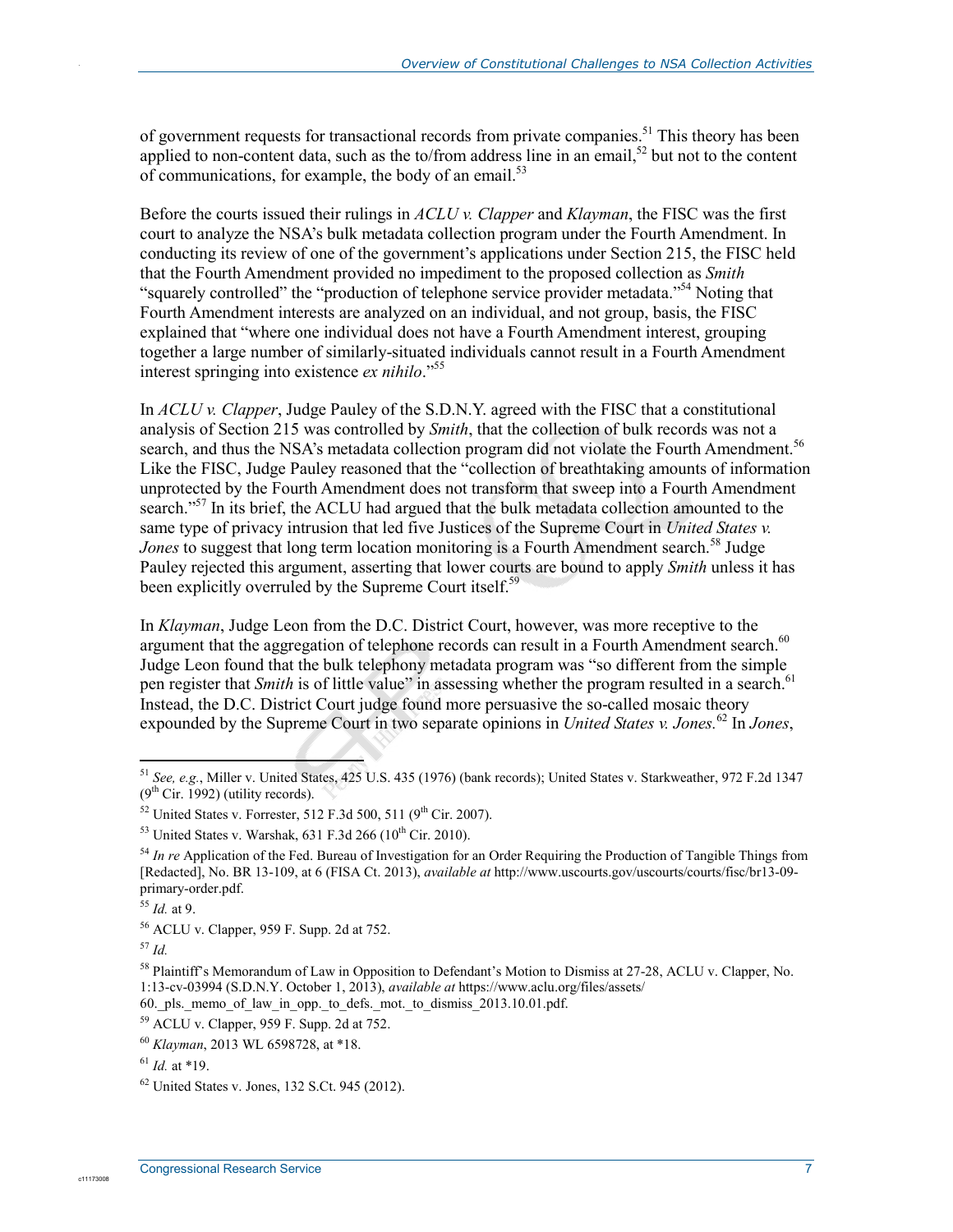of government requests for transactional records from private companies.[51] This theory has been applied to non-content data, such as the to/from address line in an email,[52] but not to the content of communications, for example, the body of an email.[53]

Before the courts issued their rulings in *ACLU v. Clapper* and *Klayman*, the FISC was the first court to analyze the NSA's bulk metadata collection program under the Fourth Amendment. In conducting its review of one of the government's applications under Section 215, the FISC held that the Fourth Amendment provided no impediment to the proposed collection as *Smith* "squarely controlled" the "production of telephone service provider metadata."[54] Noting that Fourth Amendment interests are analyzed on an individual, and not group, basis, the FISC explained that "where one individual does not have a Fourth Amendment interest, grouping together a large number of similarly-situated individuals cannot result in a Fourth Amendment interest springing into existence *ex nihilo*."[55]

In *ACLU v. Clapper*, Judge Pauley of the S.D.N.Y. agreed with the FISC that a constitutional analysis of Section 215 was controlled by *Smith*, that the collection of bulk records was not a search, and thus the NSA's metadata collection program did not violate the Fourth Amendment.[56] Like the FISC, Judge Pauley reasoned that the "collection of breathtaking amounts of information unprotected by the Fourth Amendment does not transform that sweep into a Fourth Amendment search."[57] In its brief, the ACLU had argued that the bulk metadata collection amounted to the same type of privacy intrusion that led five Justices of the Supreme Court in *United States v. Jones* to suggest that long term location monitoring is a Fourth Amendment search.[58] Judge Pauley rejected this argument, asserting that lower courts are bound to apply *Smith* unless it has been explicitly overruled by the Supreme Court itself.[59]

In *Klayman*, Judge Leon from the D.C. District Court, however, was more receptive to the argument that the aggregation of telephone records can result in a Fourth Amendment search.[60] Judge Leon found that the bulk telephony metadata program was "so different from the simple pen register that *Smith* is of little value" in assessing whether the program resulted in a search.[61] Instead, the D.C. District Court judge found more persuasive the so-called mosaic theory expounded by the Supreme Court in two separate opinions in *United States v. Jones*.[62] In *Jones*,

---

[51] *See, e.g.*, Miller v. United States, 425 U.S. 435 (1976) (bank records); United States v. Starkweather, 972 F.2d 1347 (9th Cir. 1992) (utility records).

[52] United States v. Forrester, 512 F.3d 500, 511 (9th Cir. 2007).

[53] United States v. Warshak, 631 F.3d 266 (10th Cir. 2010).

[54] *In re* Application of the Fed. Bureau of Investigation for an Order Requiring the Production of Tangible Things from [Redacted], No. BR 13-109, at 6 (FISA Ct. 2013), *available at* http://www.uscourts.gov/uscourts/courts/fisc/br13-09-primary-order.pdf.

[55] *Id.* at 9.

[56] ACLU v. Clapper, 959 F. Supp. 2d at 752.

[57] *Id.*

[58] Plaintiff's Memorandum of Law in Opposition to Defendant's Motion to Dismiss at 27-28, ACLU v. Clapper, No. 1:13-cv-03994 (S.D.N.Y. October 1, 2013), *available at* https://www.aclu.org/files/assets/60._pls._memo_of_law_in_opp._to_defs._mot._to_dismiss_2013.10.01.pdf.

[59] ACLU v. Clapper, 959 F. Supp. 2d at 752.

[60] *Klayman*, 2013 WL 6598728, at *18.

[61] *Id.* at *19.

[62] United States v. Jones, 132 S.Ct. 945 (2012).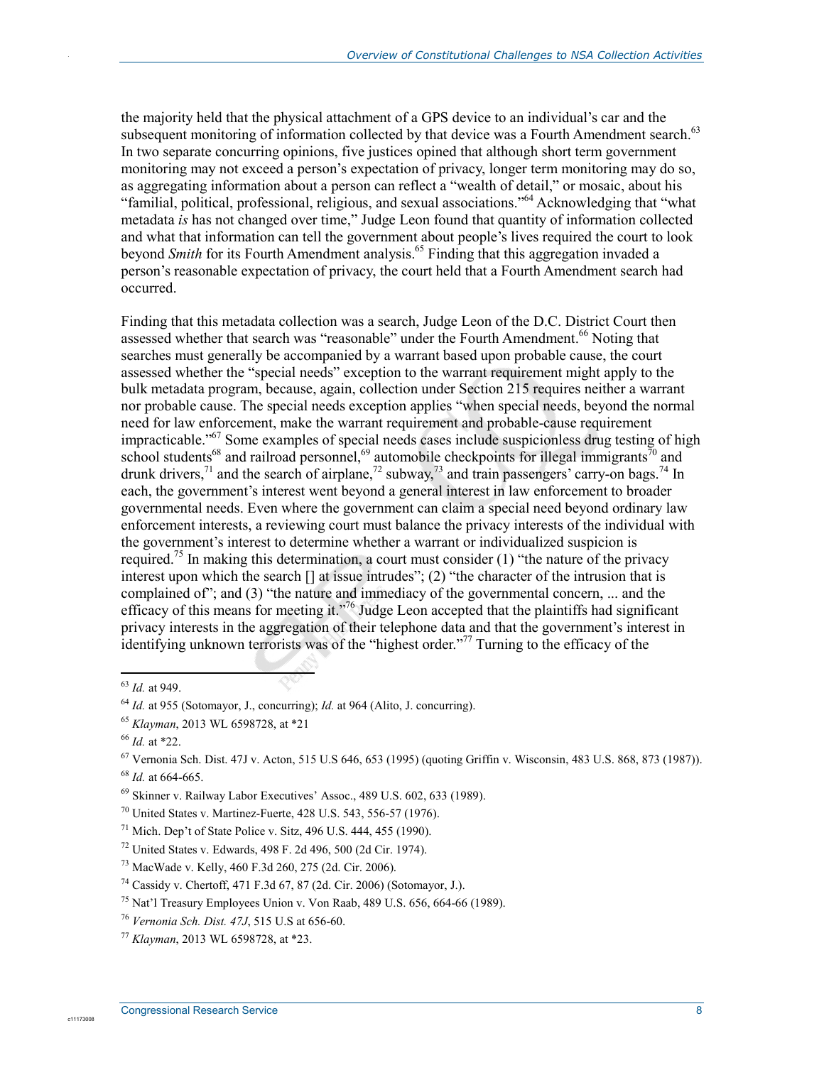the majority held that the physical attachment of a GPS device to an individual's car and the subsequent monitoring of information collected by that device was a Fourth Amendment search.[63] In two separate concurring opinions, five justices opined that although short term government monitoring may not exceed a person's expectation of privacy, longer term monitoring may do so, as aggregating information about a person can reflect a "wealth of detail," or mosaic, about his "familial, political, professional, religious, and sexual associations."[64] Acknowledging that "what metadata *is* has not changed over time," Judge Leon found that quantity of information collected and what that information can tell the government about people's lives required the court to look beyond *Smith* for its Fourth Amendment analysis.[65] Finding that this aggregation invaded a person's reasonable expectation of privacy, the court held that a Fourth Amendment search had occurred.

Finding that this metadata collection was a search, Judge Leon of the D.C. District Court then assessed whether that search was "reasonable" under the Fourth Amendment.[66] Noting that searches must generally be accompanied by a warrant based upon probable cause, the court assessed whether the "special needs" exception to the warrant requirement might apply to the bulk metadata program, because, again, collection under Section 215 requires neither a warrant nor probable cause. The special needs exception applies "when special needs, beyond the normal need for law enforcement, make the warrant requirement and probable-cause requirement impracticable."[67] Some examples of special needs cases include suspicionless drug testing of high school students[68] and railroad personnel,[69] automobile checkpoints for illegal immigrants[70] and drunk drivers,[71] and the search of airplane,[72] subway,[73] and train passengers' carry-on bags.[74] In each, the government's interest went beyond a general interest in law enforcement to broader governmental needs. Even where the government can claim a special need beyond ordinary law enforcement interests, a reviewing court must balance the privacy interests of the individual with the government's interest to determine whether a warrant or individualized suspicion is required.[75] In making this determination, a court must consider (1) "the nature of the privacy interest upon which the search [] at issue intrudes"; (2) "the character of the intrusion that is complained of"; and (3) "the nature and immediacy of the governmental concern, ... and the efficacy of this means for meeting it."[76] Judge Leon accepted that the plaintiffs had significant privacy interests in the aggregation of their telephone data and that the government's interest in identifying unknown terrorists was of the "highest order."[77] Turning to the efficacy of the

---

[63] *Id.* at 949.

[64] *Id.* at 955 (Sotomayor, J., concurring); *Id.* at 964 (Alito, J. concurring).

[65] *Klayman*, 2013 WL 6598728, at *21

[66] *Id.* at *22.

[67] Vernonia Sch. Dist. 47J v. Acton, 515 U.S 646, 653 (1995) (quoting Griffin v. Wisconsin, 483 U.S. 868, 873 (1987)).

[68] *Id.* at 664-665.

[69] Skinner v. Railway Labor Executives' Assoc., 489 U.S. 602, 633 (1989).

[70] United States v. Martinez-Fuerte, 428 U.S. 543, 556-57 (1976).

[71] Mich. Dep't of State Police v. Sitz, 496 U.S. 444, 455 (1990).

[72] United States v. Edwards, 498 F. 2d 496, 500 (2d Cir. 1974).

[73] MacWade v. Kelly, 460 F.3d 260, 275 (2d. Cir. 2006).

[74] Cassidy v. Chertoff, 471 F.3d 67, 87 (2d. Cir. 2006) (Sotomayor, J.).

[75] Nat'l Treasury Employees Union v. Von Raab, 489 U.S. 656, 664-66 (1989).

[76] *Vernonia Sch. Dist. 47J*, 515 U.S at 656-60.

[77] *Klayman*, 2013 WL 6598728, at *23.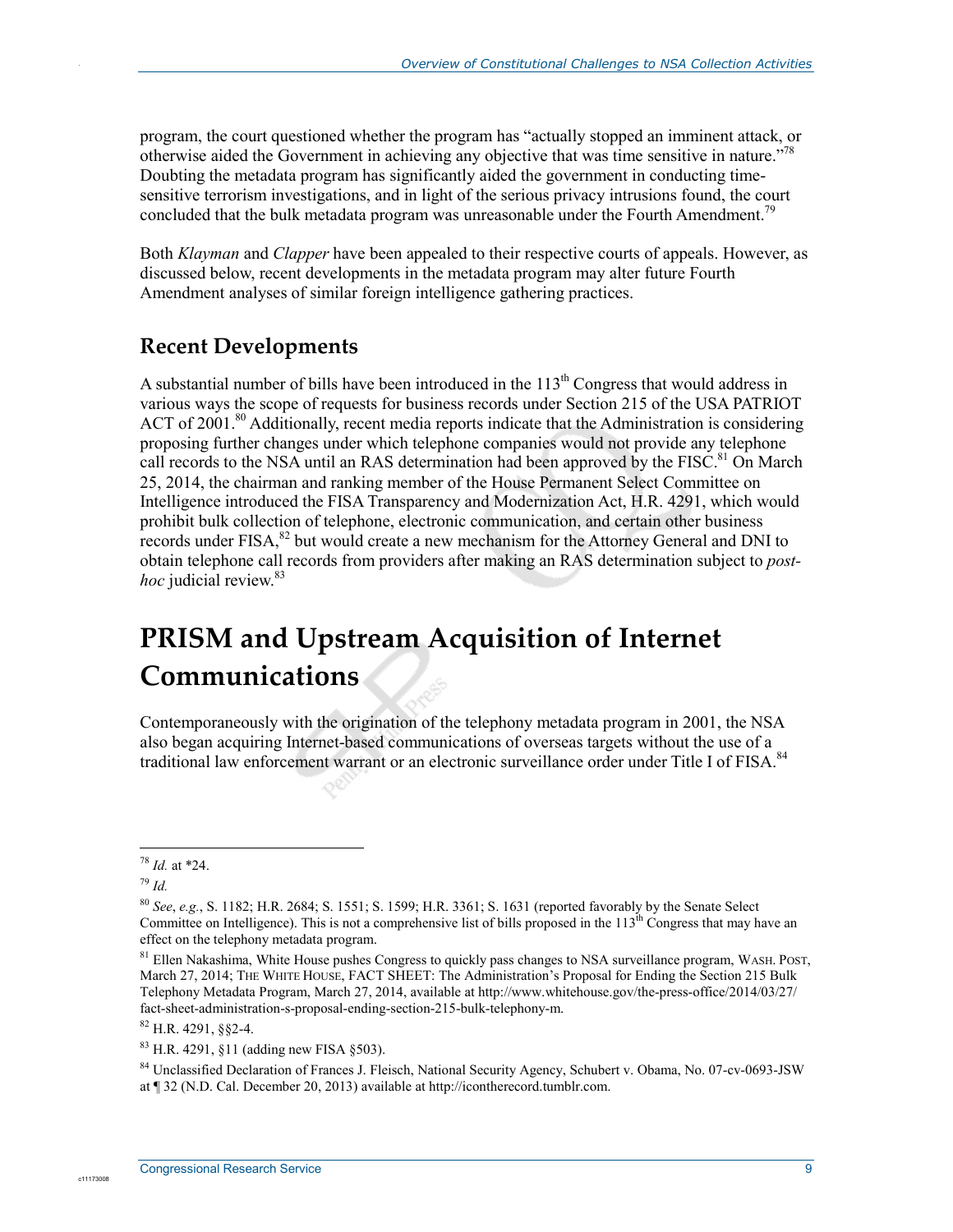program, the court questioned whether the program has "actually stopped an imminent attack, or otherwise aided the Government in achieving any objective that was time sensitive in nature."[78] Doubting the metadata program has significantly aided the government in conducting time-sensitive terrorism investigations, and in light of the serious privacy intrusions found, the court concluded that the bulk metadata program was unreasonable under the Fourth Amendment.[79]

Both *Klayman* and *Clapper* have been appealed to their respective courts of appeals. However, as discussed below, recent developments in the metadata program may alter future Fourth Amendment analyses of similar foreign intelligence gathering practices.

## Recent Developments

A substantial number of bills have been introduced in the 113th Congress that would address in various ways the scope of requests for business records under Section 215 of the USA PATRIOT ACT of 2001.[80] Additionally, recent media reports indicate that the Administration is considering proposing further changes under which telephone companies would not provide any telephone call records to the NSA until an RAS determination had been approved by the FISC.[81] On March 25, 2014, the chairman and ranking member of the House Permanent Select Committee on Intelligence introduced the FISA Transparency and Modernization Act, H.R. 4291, which would prohibit bulk collection of telephone, electronic communication, and certain other business records under FISA,[82] but would create a new mechanism for the Attorney General and DNI to obtain telephone call records from providers after making an RAS determination subject to *post-hoc* judicial review.[83]

# PRISM and Upstream Acquisition of Internet Communications

Contemporaneously with the origination of the telephony metadata program in 2001, the NSA also began acquiring Internet-based communications of overseas targets without the use of a traditional law enforcement warrant or an electronic surveillance order under Title I of FISA.[84]

---

[78] *Id.* at *24.

[79] *Id.*

[80] *See*, *e.g.*, S. 1182; H.R. 2684; S. 1551; S. 1599; H.R. 3361; S. 1631 (reported favorably by the Senate Select Committee on Intelligence). This is not a comprehensive list of bills proposed in the 113th Congress that may have an effect on the telephony metadata program.

[81] Ellen Nakashima, White House pushes Congress to quickly pass changes to NSA surveillance program, WASH. POST, March 27, 2014; THE WHITE HOUSE, FACT SHEET: The Administration's Proposal for Ending the Section 215 Bulk Telephony Metadata Program, March 27, 2014, available at http://www.whitehouse.gov/the-press-office/2014/03/27/fact-sheet-administration-s-proposal-ending-section-215-bulk-telephony-m.

[82] H.R. 4291, §§2-4.

[83] H.R. 4291, §11 (adding new FISA §503).

[84] Unclassified Declaration of Frances J. Fleisch, National Security Agency, Schubert v. Obama, No. 07-cv-0693-JSW at ¶ 32 (N.D. Cal. December 20, 2013) available at http://icontherecord.tumblr.com.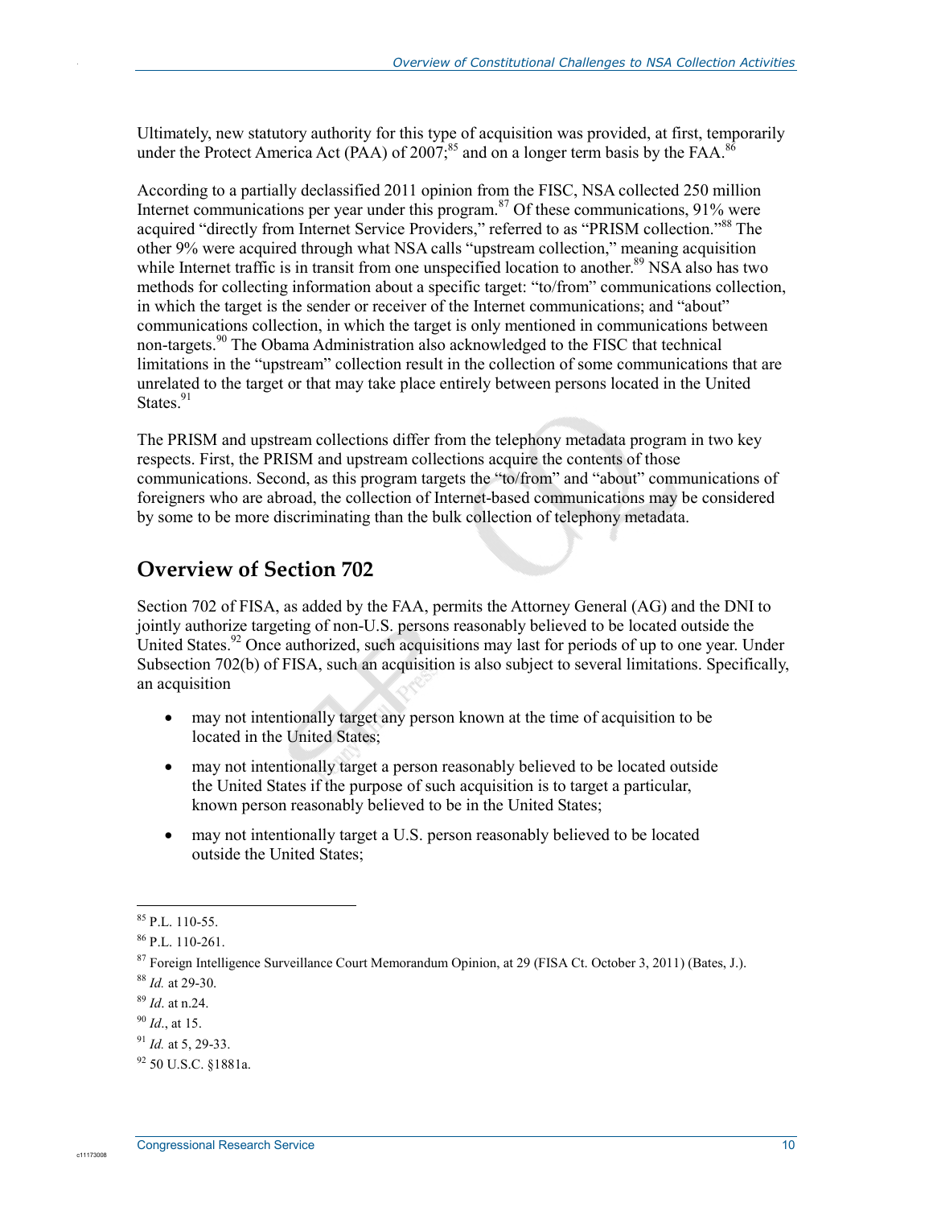Ultimately, new statutory authority for this type of acquisition was provided, at first, temporarily under the Protect America Act (PAA) of 2007;[85] and on a longer term basis by the FAA.[86]

According to a partially declassified 2011 opinion from the FISC, NSA collected 250 million Internet communications per year under this program.[87] Of these communications, 91% were acquired "directly from Internet Service Providers," referred to as "PRISM collection."[88] The other 9% were acquired through what NSA calls "upstream collection," meaning acquisition while Internet traffic is in transit from one unspecified location to another.[89] NSA also has two methods for collecting information about a specific target: "to/from" communications collection, in which the target is the sender or receiver of the Internet communications; and "about" communications collection, in which the target is only mentioned in communications between non-targets.[90] The Obama Administration also acknowledged to the FISC that technical limitations in the "upstream" collection result in the collection of some communications that are unrelated to the target or that may take place entirely between persons located in the United States.[91]

The PRISM and upstream collections differ from the telephony metadata program in two key respects. First, the PRISM and upstream collections acquire the contents of those communications. Second, as this program targets the "to/from" and "about" communications of foreigners who are abroad, the collection of Internet-based communications may be considered by some to be more discriminating than the bulk collection of telephony metadata.

## Overview of Section 702

Section 702 of FISA, as added by the FAA, permits the Attorney General (AG) and the DNI to jointly authorize targeting of non-U.S. persons reasonably believed to be located outside the United States.[92] Once authorized, such acquisitions may last for periods of up to one year. Under Subsection 702(b) of FISA, such an acquisition is also subject to several limitations. Specifically, an acquisition

- may not intentionally target any person known at the time of acquisition to be located in the United States;
- may not intentionally target a person reasonably believed to be located outside the United States if the purpose of such acquisition is to target a particular, known person reasonably believed to be in the United States;
- may not intentionally target a U.S. person reasonably believed to be located outside the United States;

---

[85] P.L. 110-55.

[86] P.L. 110-261.

[87] Foreign Intelligence Surveillance Court Memorandum Opinion, at 29 (FISA Ct. October 3, 2011) (Bates, J.).

[88] *Id.* at 29-30.

[89] *Id*. at n.24.

[90] *Id*., at 15.

[91] *Id.* at 5, 29-33.

[92] 50 U.S.C. §1881a.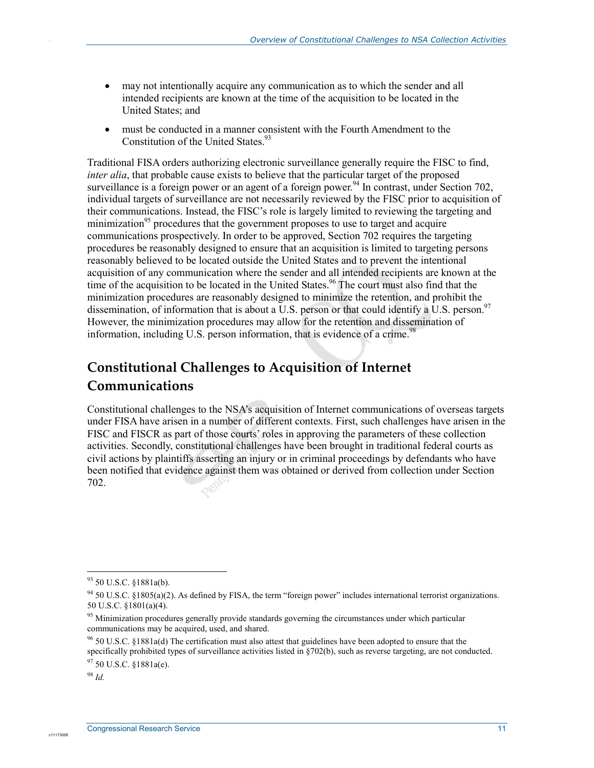- may not intentionally acquire any communication as to which the sender and all intended recipients are known at the time of the acquisition to be located in the United States; and
- must be conducted in a manner consistent with the Fourth Amendment to the Constitution of the United States.[93]

Traditional FISA orders authorizing electronic surveillance generally require the FISC to find, *inter alia*, that probable cause exists to believe that the particular target of the proposed surveillance is a foreign power or an agent of a foreign power.[94] In contrast, under Section 702, individual targets of surveillance are not necessarily reviewed by the FISC prior to acquisition of their communications. Instead, the FISC's role is largely limited to reviewing the targeting and minimization[95] procedures that the government proposes to use to target and acquire communications prospectively. In order to be approved, Section 702 requires the targeting procedures be reasonably designed to ensure that an acquisition is limited to targeting persons reasonably believed to be located outside the United States and to prevent the intentional acquisition of any communication where the sender and all intended recipients are known at the time of the acquisition to be located in the United States.[96] The court must also find that the minimization procedures are reasonably designed to minimize the retention, and prohibit the dissemination, of information that is about a U.S. person or that could identify a U.S. person.[97] However, the minimization procedures may allow for the retention and dissemination of information, including U.S. person information, that is evidence of a crime.[98]

## Constitutional Challenges to Acquisition of Internet Communications

Constitutional challenges to the NSA's acquisition of Internet communications of overseas targets under FISA have arisen in a number of different contexts. First, such challenges have arisen in the FISC and FISCR as part of those courts' roles in approving the parameters of these collection activities. Secondly, constitutional challenges have been brought in traditional federal courts as civil actions by plaintiffs asserting an injury or in criminal proceedings by defendants who have been notified that evidence against them was obtained or derived from collection under Section 702.

---

[93] 50 U.S.C. §1881a(b).

[94] 50 U.S.C. §1805(a)(2). As defined by FISA, the term "foreign power" includes international terrorist organizations. 50 U.S.C. §1801(a)(4).

[95] Minimization procedures generally provide standards governing the circumstances under which particular communications may be acquired, used, and shared.

[96] 50 U.S.C. §1881a(d) The certification must also attest that guidelines have been adopted to ensure that the specifically prohibited types of surveillance activities listed in §702(b), such as reverse targeting, are not conducted.

[97] 50 U.S.C. §1881a(e).

[98] *Id.*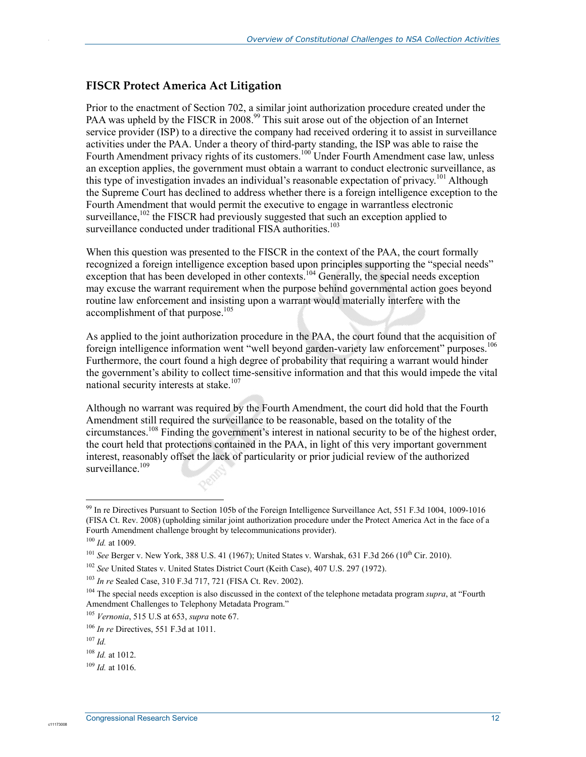## FISCR Protect America Act Litigation

Prior to the enactment of Section 702, a similar joint authorization procedure created under the PAA was upheld by the FISCR in 2008.[99] This suit arose out of the objection of an Internet service provider (ISP) to a directive the company had received ordering it to assist in surveillance activities under the PAA. Under a theory of third-party standing, the ISP was able to raise the Fourth Amendment privacy rights of its customers.[100] Under Fourth Amendment case law, unless an exception applies, the government must obtain a warrant to conduct electronic surveillance, as this type of investigation invades an individual's reasonable expectation of privacy.[101] Although the Supreme Court has declined to address whether there is a foreign intelligence exception to the Fourth Amendment that would permit the executive to engage in warrantless electronic surveillance,[102] the FISCR had previously suggested that such an exception applied to surveillance conducted under traditional FISA authorities.[103]

When this question was presented to the FISCR in the context of the PAA, the court formally recognized a foreign intelligence exception based upon principles supporting the "special needs" exception that has been developed in other contexts.[104] Generally, the special needs exception may excuse the warrant requirement when the purpose behind governmental action goes beyond routine law enforcement and insisting upon a warrant would materially interfere with the accomplishment of that purpose.[105]

As applied to the joint authorization procedure in the PAA, the court found that the acquisition of foreign intelligence information went "well beyond garden-variety law enforcement" purposes.[106] Furthermore, the court found a high degree of probability that requiring a warrant would hinder the government's ability to collect time-sensitive information and that this would impede the vital national security interests at stake.[107]

Although no warrant was required by the Fourth Amendment, the court did hold that the Fourth Amendment still required the surveillance to be reasonable, based on the totality of the circumstances.[108] Finding the government's interest in national security to be of the highest order, the court held that protections contained in the PAA, in light of this very important government interest, reasonably offset the lack of particularity or prior judicial review of the authorized surveillance.[109]

---

[99] In re Directives Pursuant to Section 105b of the Foreign Intelligence Surveillance Act, 551 F.3d 1004, 1009-1016 (FISA Ct. Rev. 2008) (upholding similar joint authorization procedure under the Protect America Act in the face of a Fourth Amendment challenge brought by telecommunications provider).

[100] *Id.* at 1009.

[101] *See* Berger v. New York, 388 U.S. 41 (1967); United States v. Warshak, 631 F.3d 266 (10th Cir. 2010).

[102] *See* United States v. United States District Court (Keith Case), 407 U.S. 297 (1972).

[103] *In re* Sealed Case, 310 F.3d 717, 721 (FISA Ct. Rev. 2002).

[104] The special needs exception is also discussed in the context of the telephone metadata program *supra*, at "Fourth Amendment Challenges to Telephony Metadata Program."

[105] *Vernonia*, 515 U.S at 653, *supra* note 67.

[106] *In re* Directives, 551 F.3d at 1011.

[107] *Id.*

[108] *Id.* at 1012.

[109] *Id.* at 1016.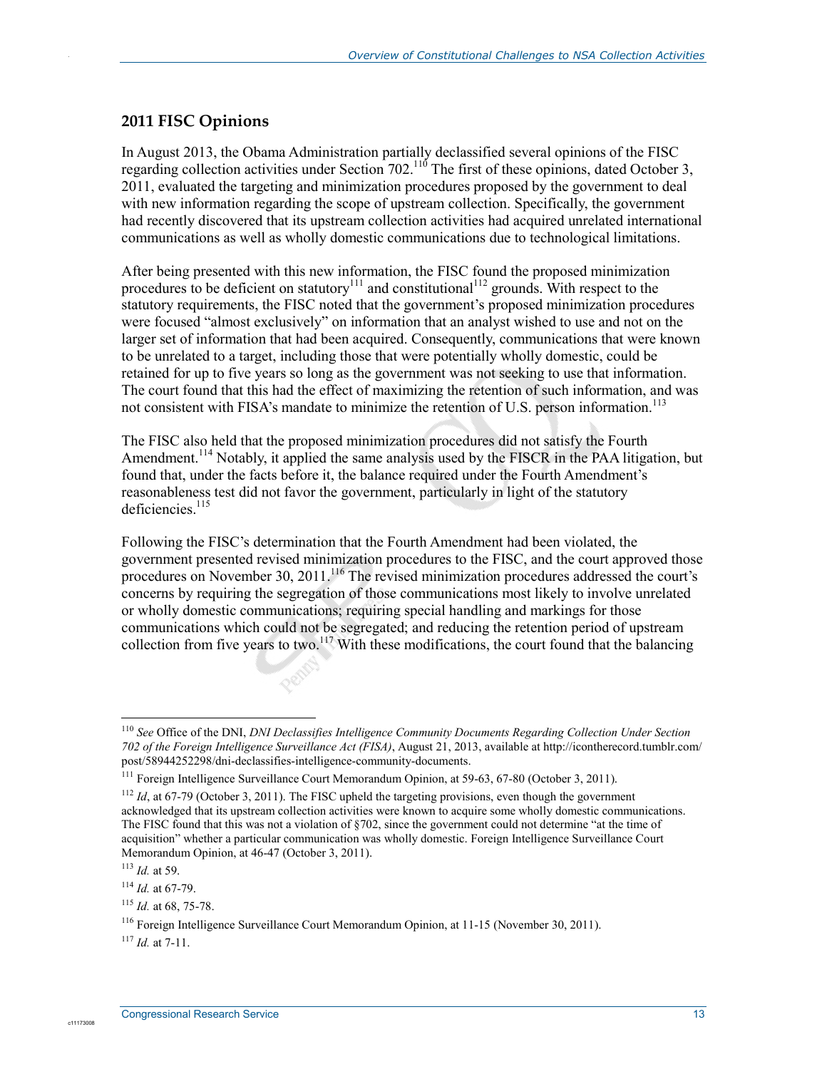## 2011 FISC Opinions

In August 2013, the Obama Administration partially declassified several opinions of the FISC regarding collection activities under Section 702.[110] The first of these opinions, dated October 3, 2011, evaluated the targeting and minimization procedures proposed by the government to deal with new information regarding the scope of upstream collection. Specifically, the government had recently discovered that its upstream collection activities had acquired unrelated international communications as well as wholly domestic communications due to technological limitations.

After being presented with this new information, the FISC found the proposed minimization procedures to be deficient on statutory[111] and constitutional[112] grounds. With respect to the statutory requirements, the FISC noted that the government's proposed minimization procedures were focused "almost exclusively" on information that an analyst wished to use and not on the larger set of information that had been acquired. Consequently, communications that were known to be unrelated to a target, including those that were potentially wholly domestic, could be retained for up to five years so long as the government was not seeking to use that information. The court found that this had the effect of maximizing the retention of such information, and was not consistent with FISA's mandate to minimize the retention of U.S. person information.[113]

The FISC also held that the proposed minimization procedures did not satisfy the Fourth Amendment.[114] Notably, it applied the same analysis used by the FISCR in the PAA litigation, but found that, under the facts before it, the balance required under the Fourth Amendment's reasonableness test did not favor the government, particularly in light of the statutory deficiencies.[115]

Following the FISC's determination that the Fourth Amendment had been violated, the government presented revised minimization procedures to the FISC, and the court approved those procedures on November 30, 2011.[116] The revised minimization procedures addressed the court's concerns by requiring the segregation of those communications most likely to involve unrelated or wholly domestic communications; requiring special handling and markings for those communications which could not be segregated; and reducing the retention period of upstream collection from five years to two.[117] With these modifications, the court found that the balancing

---

[110] *See* Office of the DNI, *DNI Declassifies Intelligence Community Documents Regarding Collection Under Section 702 of the Foreign Intelligence Surveillance Act (FISA)*, August 21, 2013, available at http://icontherecord.tumblr.com/post/58944252298/dni-declassifies-intelligence-community-documents.

[111] Foreign Intelligence Surveillance Court Memorandum Opinion, at 59-63, 67-80 (October 3, 2011).

[112] *Id*, at 67-79 (October 3, 2011). The FISC upheld the targeting provisions, even though the government acknowledged that its upstream collection activities were known to acquire some wholly domestic communications. The FISC found that this was not a violation of §702, since the government could not determine "at the time of acquisition" whether a particular communication was wholly domestic. Foreign Intelligence Surveillance Court Memorandum Opinion, at 46-47 (October 3, 2011).

[113] *Id.* at 59.

[114] *Id.* at 67-79.

[115] *Id.* at 68, 75-78.

[116] Foreign Intelligence Surveillance Court Memorandum Opinion, at 11-15 (November 30, 2011).

[117] *Id.* at 7-11.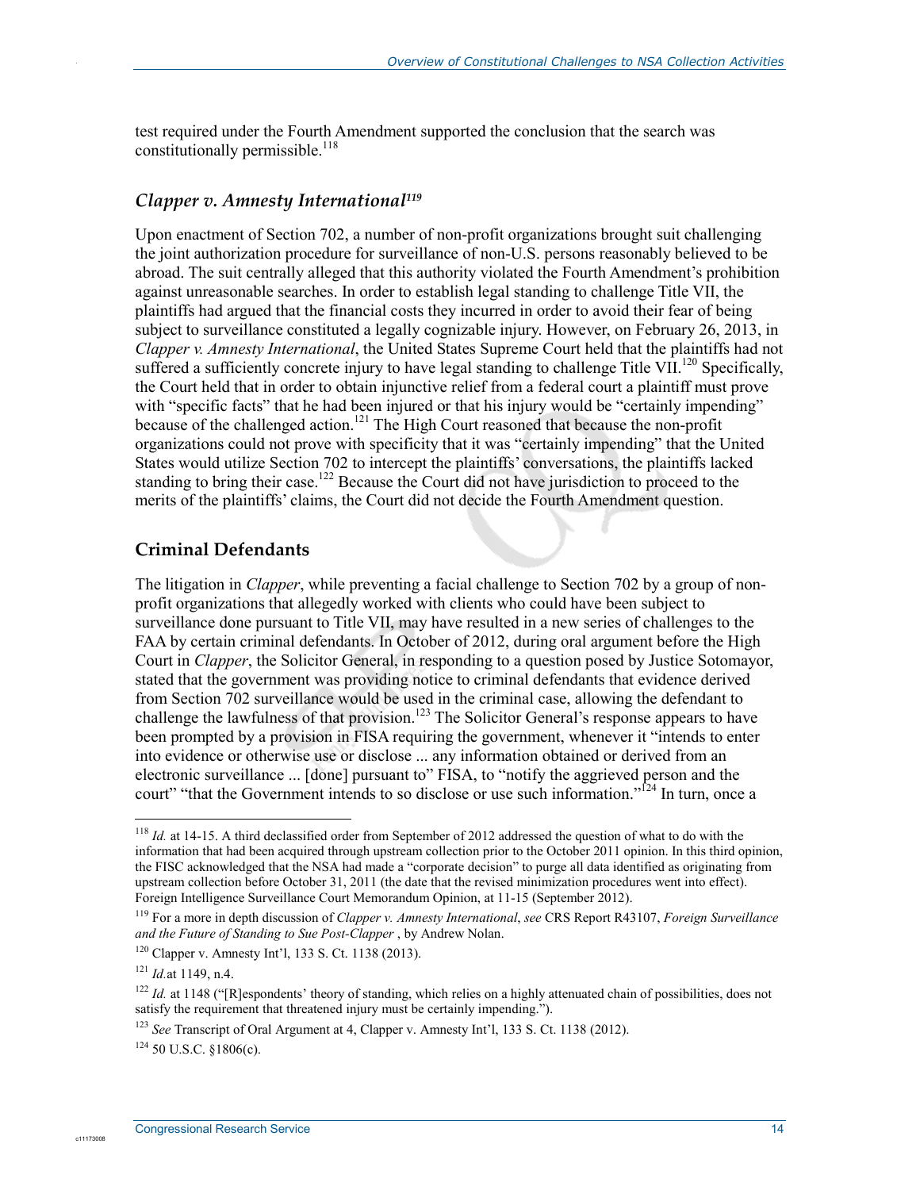test required under the Fourth Amendment supported the conclusion that the search was constitutionally permissible.[118]

### *Clapper v. Amnesty International*[119]

Upon enactment of Section 702, a number of non-profit organizations brought suit challenging the joint authorization procedure for surveillance of non-U.S. persons reasonably believed to be abroad. The suit centrally alleged that this authority violated the Fourth Amendment's prohibition against unreasonable searches. In order to establish legal standing to challenge Title VII, the plaintiffs had argued that the financial costs they incurred in order to avoid their fear of being subject to surveillance constituted a legally cognizable injury. However, on February 26, 2013, in *Clapper v. Amnesty International*, the United States Supreme Court held that the plaintiffs had not suffered a sufficiently concrete injury to have legal standing to challenge Title VII.[120] Specifically, the Court held that in order to obtain injunctive relief from a federal court a plaintiff must prove with "specific facts" that he had been injured or that his injury would be "certainly impending" because of the challenged action.[121] The High Court reasoned that because the non-profit organizations could not prove with specificity that it was "certainly impending" that the United States would utilize Section 702 to intercept the plaintiffs' conversations, the plaintiffs lacked standing to bring their case.[122] Because the Court did not have jurisdiction to proceed to the merits of the plaintiffs' claims, the Court did not decide the Fourth Amendment question.

## Criminal Defendants

The litigation in *Clapper*, while preventing a facial challenge to Section 702 by a group of non-profit organizations that allegedly worked with clients who could have been subject to surveillance done pursuant to Title VII, may have resulted in a new series of challenges to the FAA by certain criminal defendants. In October of 2012, during oral argument before the High Court in *Clapper*, the Solicitor General, in responding to a question posed by Justice Sotomayor, stated that the government was providing notice to criminal defendants that evidence derived from Section 702 surveillance would be used in the criminal case, allowing the defendant to challenge the lawfulness of that provision.[123] The Solicitor General's response appears to have been prompted by a provision in FISA requiring the government, whenever it "intends to enter into evidence or otherwise use or disclose ... any information obtained or derived from an electronic surveillance ... [done] pursuant to" FISA, to "notify the aggrieved person and the court" "that the Government intends to so disclose or use such information."[124] In turn, once a

---

[118] *Id.* at 14-15. A third declassified order from September of 2012 addressed the question of what to do with the information that had been acquired through upstream collection prior to the October 2011 opinion. In this third opinion, the FISC acknowledged that the NSA had made a "corporate decision" to purge all data identified as originating from upstream collection before October 31, 2011 (the date that the revised minimization procedures went into effect). Foreign Intelligence Surveillance Court Memorandum Opinion, at 11-15 (September 2012).

[119] For a more in depth discussion of *Clapper v. Amnesty International*, *see* CRS Report R43107, *Foreign Surveillance and the Future of Standing to Sue Post-Clapper* , by Andrew Nolan.

[120] Clapper v. Amnesty Int'l, 133 S. Ct. 1138 (2013).

[121] *Id.*at 1149, n.4.

[122] *Id.* at 1148 ("[R]espondents' theory of standing, which relies on a highly attenuated chain of possibilities, does not satisfy the requirement that threatened injury must be certainly impending.").

[123] *See* Transcript of Oral Argument at 4, Clapper v. Amnesty Int'l, 133 S. Ct. 1138 (2012).

[124] 50 U.S.C. §1806(c).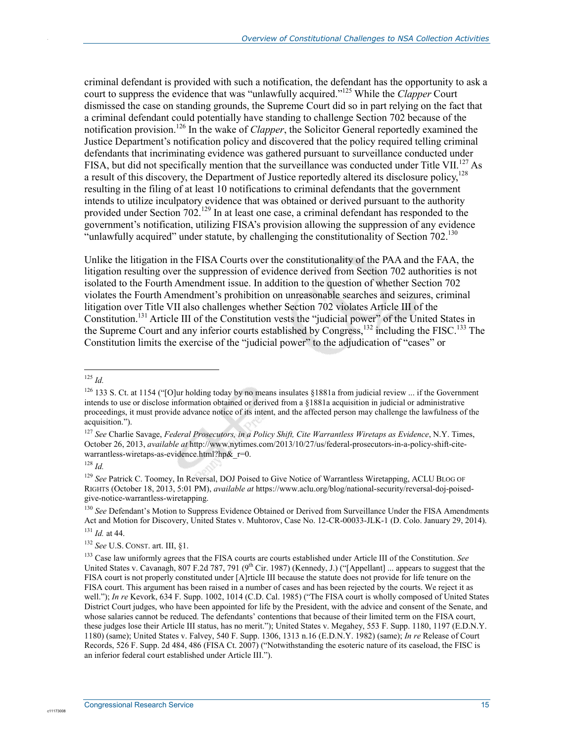criminal defendant is provided with such a notification, the defendant has the opportunity to ask a court to suppress the evidence that was "unlawfully acquired."[125] While the *Clapper* Court dismissed the case on standing grounds, the Supreme Court did so in part relying on the fact that a criminal defendant could potentially have standing to challenge Section 702 because of the notification provision.[126] In the wake of *Clapper*, the Solicitor General reportedly examined the Justice Department's notification policy and discovered that the policy required telling criminal defendants that incriminating evidence was gathered pursuant to surveillance conducted under FISA, but did not specifically mention that the surveillance was conducted under Title VII.[127] As a result of this discovery, the Department of Justice reportedly altered its disclosure policy,[128] resulting in the filing of at least 10 notifications to criminal defendants that the government intends to utilize inculpatory evidence that was obtained or derived pursuant to the authority provided under Section 702.[129] In at least one case, a criminal defendant has responded to the government's notification, utilizing FISA's provision allowing the suppression of any evidence "unlawfully acquired" under statute, by challenging the constitutionality of Section 702.[130]

Unlike the litigation in the FISA Courts over the constitutionality of the PAA and the FAA, the litigation resulting over the suppression of evidence derived from Section 702 authorities is not isolated to the Fourth Amendment issue. In addition to the question of whether Section 702 violates the Fourth Amendment's prohibition on unreasonable searches and seizures, criminal litigation over Title VII also challenges whether Section 702 violates Article III of the Constitution.[131] Article III of the Constitution vests the "judicial power" of the United States in the Supreme Court and any inferior courts established by Congress,[132] including the FISC.[133] The Constitution limits the exercise of the "judicial power" to the adjudication of "cases" or

---

[125] *Id.*

[126] 133 S. Ct. at 1154 ("[O]ur holding today by no means insulates §1881a from judicial review ... if the Government intends to use or disclose information obtained or derived from a §1881a acquisition in judicial or administrative proceedings, it must provide advance notice of its intent, and the affected person may challenge the lawfulness of the acquisition.").

[127] *See* Charlie Savage, *Federal Prosecutors, in a Policy Shift, Cite Warrantless Wiretaps as Evidence*, N.Y. Times, October 26, 2013, *available at* http://www.nytimes.com/2013/10/27/us/federal-prosecutors-in-a-policy-shift-cite-warrantless-wiretaps-as-evidence.html?hp&_r=0.

[128] *Id.*

[129] *See* Patrick C. Toomey, In Reversal, DOJ Poised to Give Notice of Warrantless Wiretapping, ACLU Blog of Rights (October 18, 2013, 5:01 PM), *available at* https://www.aclu.org/blog/national-security/reversal-doj-poised-give-notice-warrantless-wiretapping.

[130] *See* Defendant's Motion to Suppress Evidence Obtained or Derived from Surveillance Under the FISA Amendments Act and Motion for Discovery, United States v. Muhtorov, Case No. 12-CR-00033-JLK-1 (D. Colo. January 29, 2014).

[131] *Id.* at 44.

[132] *See* U.S. Const. art. III, §1.

[133] Case law uniformly agrees that the FISA courts are courts established under Article III of the Constitution. *See* United States v. Cavanagh, 807 F.2d 787, 791 (9th Cir. 1987) (Kennedy, J.) ("[Appellant] ... appears to suggest that the FISA court is not properly constituted under [A]rticle III because the statute does not provide for life tenure on the FISA court. This argument has been raised in a number of cases and has been rejected by the courts. We reject it as well."); *In re* Kevork, 634 F. Supp. 1002, 1014 (C.D. Cal. 1985) ("The FISA court is wholly composed of United States District Court judges, who have been appointed for life by the President, with the advice and consent of the Senate, and whose salaries cannot be reduced. The defendants' contentions that because of their limited term on the FISA court, these judges lose their Article III status, has no merit."); United States v. Megahey, 553 F. Supp. 1180, 1197 (E.D.N.Y. 1180) (same); United States v. Falvey, 540 F. Supp. 1306, 1313 n.16 (E.D.N.Y. 1982) (same); *In re* Release of Court Records, 526 F. Supp. 2d 484, 486 (FISA Ct. 2007) ("Notwithstanding the esoteric nature of its caseload, the FISC is an inferior federal court established under Article III.").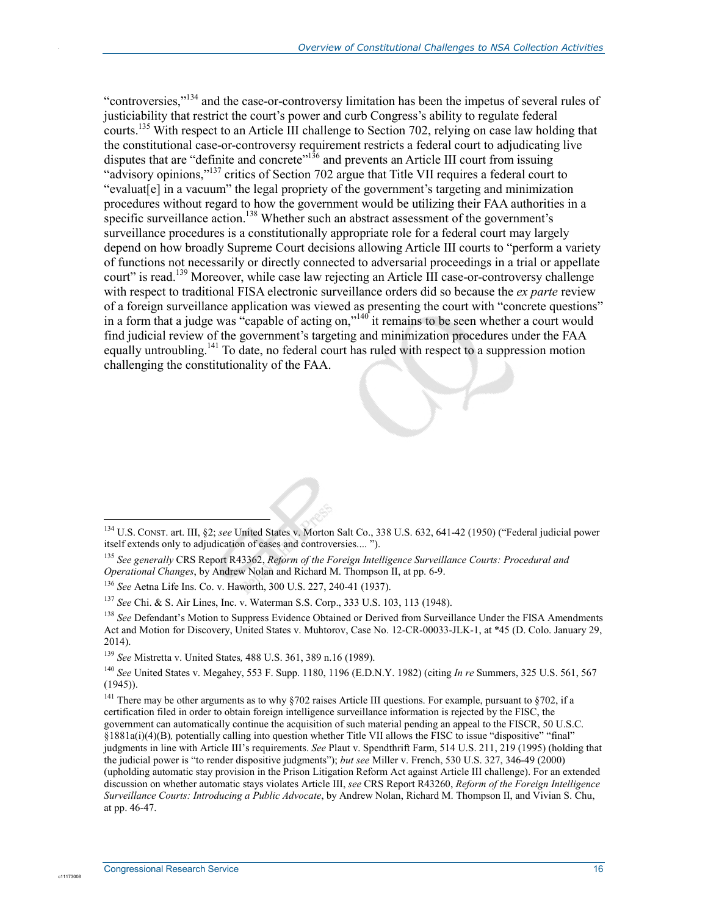"controversies,"[134] and the case-or-controversy limitation has been the impetus of several rules of justiciability that restrict the court's power and curb Congress's ability to regulate federal courts.[135] With respect to an Article III challenge to Section 702, relying on case law holding that the constitutional case-or-controversy requirement restricts a federal court to adjudicating live disputes that are "definite and concrete"[136] and prevents an Article III court from issuing "advisory opinions,"[137] critics of Section 702 argue that Title VII requires a federal court to "evaluat[e] in a vacuum" the legal propriety of the government's targeting and minimization procedures without regard to how the government would be utilizing their FAA authorities in a specific surveillance action.[138] Whether such an abstract assessment of the government's surveillance procedures is a constitutionally appropriate role for a federal court may largely depend on how broadly Supreme Court decisions allowing Article III courts to "perform a variety of functions not necessarily or directly connected to adversarial proceedings in a trial or appellate court" is read.[139] Moreover, while case law rejecting an Article III case-or-controversy challenge with respect to traditional FISA electronic surveillance orders did so because the *ex parte* review of a foreign surveillance application was viewed as presenting the court with "concrete questions" in a form that a judge was "capable of acting on,"[140] it remains to be seen whether a court would find judicial review of the government's targeting and minimization procedures under the FAA equally untroubling.[141] To date, no federal court has ruled with respect to a suppression motion challenging the constitutionality of the FAA.

---

[134] U.S. CONST. art. III, §2; *see* United States v. Morton Salt Co., 338 U.S. 632, 641-42 (1950) ("Federal judicial power itself extends only to adjudication of cases and controversies.... ").

[135] *See generally* CRS Report R43362, *Reform of the Foreign Intelligence Surveillance Courts: Procedural and Operational Changes*, by Andrew Nolan and Richard M. Thompson II, at pp. 6-9.

[136] *See* Aetna Life Ins. Co. v. Haworth, 300 U.S. 227, 240-41 (1937).

[137] *See* Chi. & S. Air Lines, Inc. v. Waterman S.S. Corp., 333 U.S. 103, 113 (1948).

[138] *See* Defendant's Motion to Suppress Evidence Obtained or Derived from Surveillance Under the FISA Amendments Act and Motion for Discovery, United States v. Muhtorov, Case No. 12-CR-00033-JLK-1, at *45 (D. Colo. January 29, 2014).

[139] *See* Mistretta v. United States*,* 488 U.S. 361, 389 n.16 (1989).

[140] *See* United States v. Megahey, 553 F. Supp. 1180, 1196 (E.D.N.Y. 1982) (citing *In re* Summers, 325 U.S. 561, 567 (1945)).

[141] There may be other arguments as to why §702 raises Article III questions. For example, pursuant to §702, if a certification filed in order to obtain foreign intelligence surveillance information is rejected by the FISC, the government can automatically continue the acquisition of such material pending an appeal to the FISCR, 50 U.S.C. §1881a(i)(4)(B)*,* potentially calling into question whether Title VII allows the FISC to issue "dispositive" "final" judgments in line with Article III's requirements. *See* Plaut v. Spendthrift Farm, 514 U.S. 211, 219 (1995) (holding that the judicial power is "to render dispositive judgments"); *but see* Miller v. French, 530 U.S. 327, 346-49 (2000) (upholding automatic stay provision in the Prison Litigation Reform Act against Article III challenge). For an extended discussion on whether automatic stays violates Article III, *see* CRS Report R43260, *Reform of the Foreign Intelligence Surveillance Courts: Introducing a Public Advocate*, by Andrew Nolan, Richard M. Thompson II, and Vivian S. Chu, at pp. 46-47.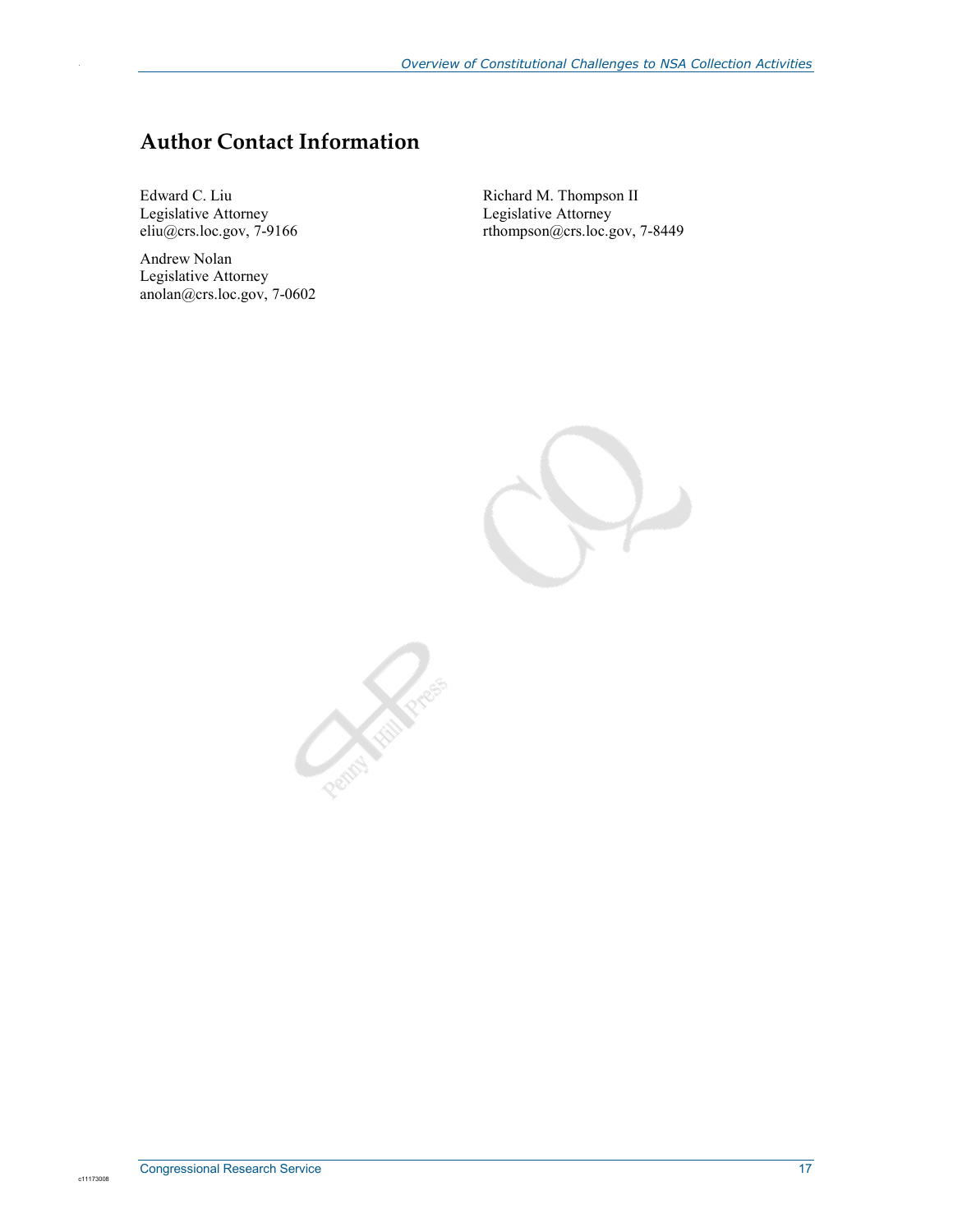## Author Contact Information

Edward C. Liu
Legislative Attorney
eliu@crs.loc.gov, 7-9166

Andrew Nolan
Legislative Attorney
anolan@crs.loc.gov, 7-0602

Richard M. Thompson II
Legislative Attorney
rthompson@crs.loc.gov, 7-8449